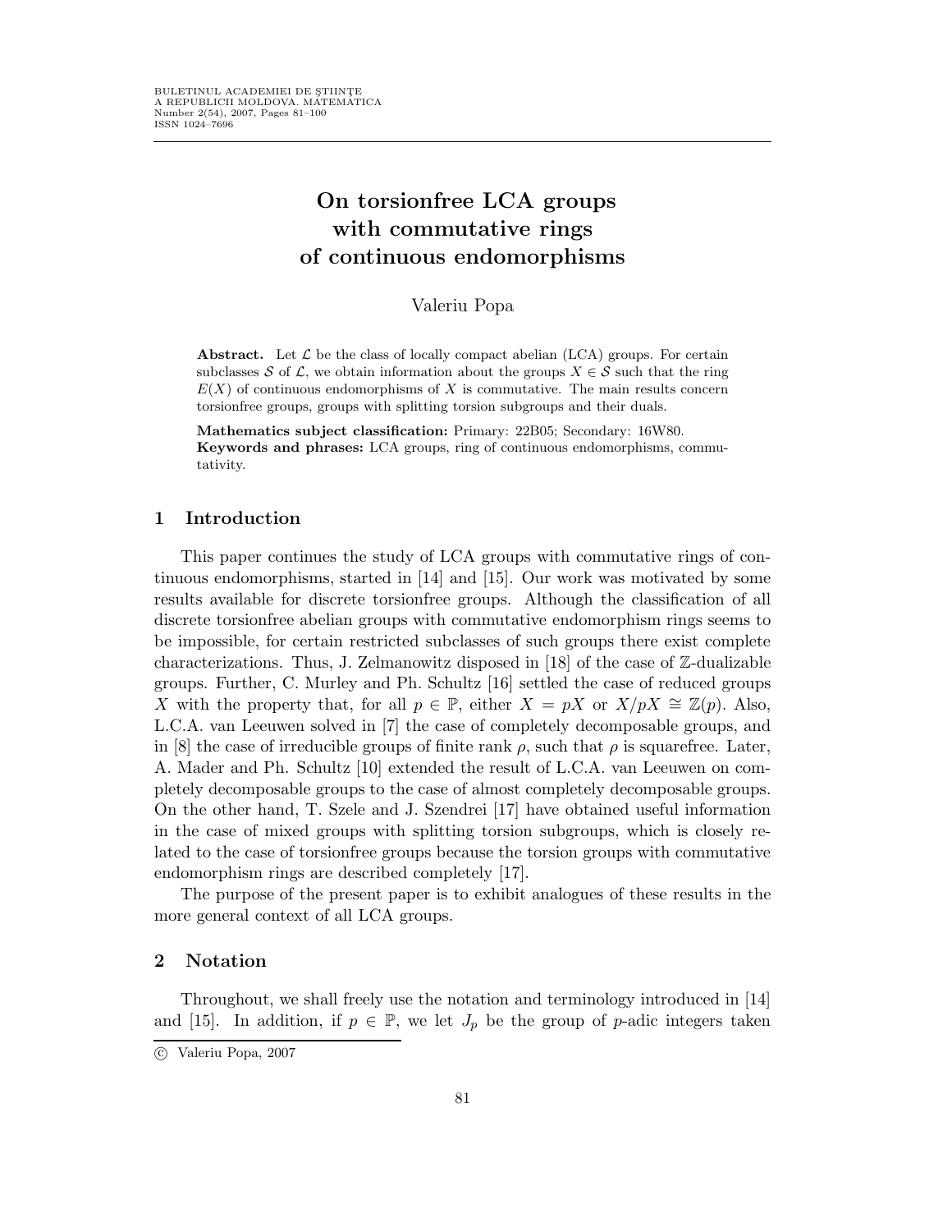# On torsionfree LCA groups with commutative rings of continuous endomorphisms

Valeriu Popa

**Abstract.** Let $\mathcal{L}$ be the class of locally compact abelian (LCA) groups. For certain subclasses $\mathcal{S}$ of $\mathcal{L}$, we obtain information about the groups $X \in \mathcal{S}$ such that the ring $E(X)$ of continuous endomorphisms of $X$ is commutative. The main results concern torsionfree groups, groups with splitting torsion subgroups and their duals.

**Mathematics subject classification:** Primary: 22B05; Secondary: 16W80.

**Keywords and phrases:** LCA groups, ring of continuous endomorphisms, commutativity.

## 1 Introduction

This paper continues the study of LCA groups with commutative rings of continuous endomorphisms, started in [14] and [15]. Our work was motivated by some results available for discrete torsionfree groups. Although the classification of all discrete torsionfree abelian groups with commutative endomorphism rings seems to be impossible, for certain restricted subclasses of such groups there exist complete characterizations. Thus, J. Zelmanowitz disposed in [18] of the case of $\mathbb{Z}$-dualizable groups. Further, C. Murley and Ph. Schultz [16] settled the case of reduced groups $X$ with the property that, for all $p \in \mathbb{P}$, either $X = pX$ or $X/pX \cong \mathbb{Z}(p)$. Also, L.C.A. van Leeuwen solved in [7] the case of completely decomposable groups, and in [8] the case of irreducible groups of finite rank $\rho$, such that $\rho$ is squarefree. Later, A. Mader and Ph. Schultz [10] extended the result of L.C.A. van Leeuwen on completely decomposable groups to the case of almost completely decomposable groups. On the other hand, T. Szele and J. Szendrei [17] have obtained useful information in the case of mixed groups with splitting torsion subgroups, which is closely related to the case of torsionfree groups because the torsion groups with commutative endomorphism rings are described completely [17].

The purpose of the present paper is to exhibit analogues of these results in the more general context of all LCA groups.

## 2 Notation

Throughout, we shall freely use the notation and terminology introduced in [14] and [15]. In addition, if $p \in \mathbb{P}$, we let $J_p$ be the group of $p$-adic integers taken

© Valeriu Popa, 2007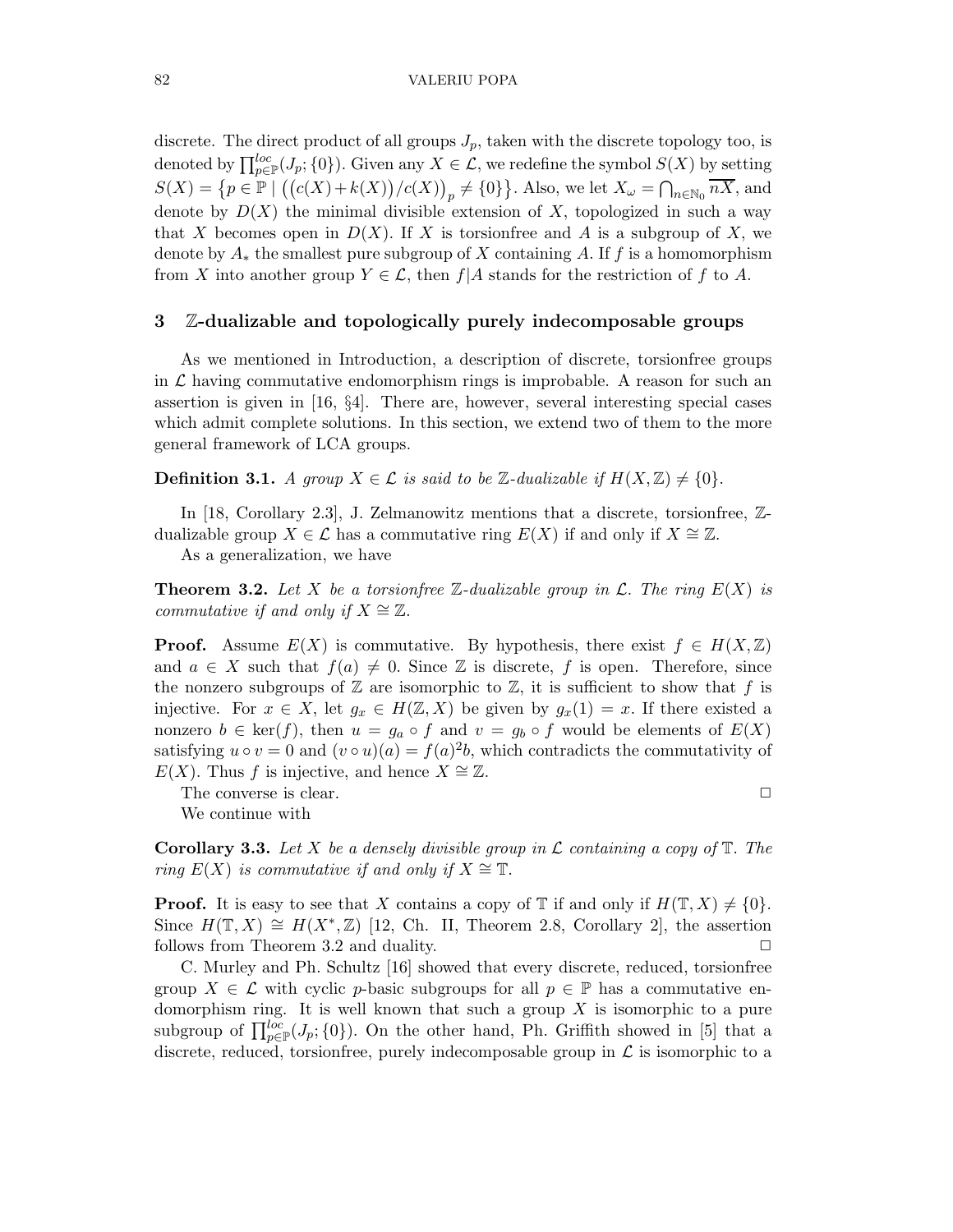discrete. The direct product of all groups $J_p$, taken with the discrete topology too, is denoted by $\prod_{p\in\mathbb{P}}^{loc}(J_p;\{0\})$. Given any $X \in \mathcal{L}$, we redefine the symbol $S(X)$ by setting $S(X) = \{p \in \mathbb{P} \mid \big(\big(c(X)+k(X)\big)/c(X)\big)_p \neq \{0\}\}$. Also, we let $X_\omega = \bigcap_{n\in\mathbb{N}_0} \overline{nX}$, and denote by $D(X)$ the minimal divisible extension of $X$, topologized in such a way that $X$ becomes open in $D(X)$. If $X$ is torsionfree and $A$ is a subgroup of $X$, we denote by $A_*$ the smallest pure subgroup of $X$ containing $A$. If $f$ is a homomorphism from $X$ into another group $Y \in \mathcal{L}$, then $f|A$ stands for the restriction of $f$ to $A$.

## 3 $\mathbb{Z}$-dualizable and topologically purely indecomposable groups

As we mentioned in Introduction, a description of discrete, torsionfree groups in $\mathcal{L}$ having commutative endomorphism rings is improbable. A reason for such an assertion is given in [16, §4]. There are, however, several interesting special cases which admit complete solutions. In this section, we extend two of them to the more general framework of LCA groups.

**Definition 3.1.** *A group $X \in \mathcal{L}$ is said to be $\mathbb{Z}$-dualizable if $H(X,\mathbb{Z}) \neq \{0\}$.*

In [18, Corollary 2.3], J. Zelmanowitz mentions that a discrete, torsionfree, $\mathbb{Z}$-dualizable group $X \in \mathcal{L}$ has a commutative ring $E(X)$ if and only if $X \cong \mathbb{Z}$.

As a generalization, we have

**Theorem 3.2.** *Let $X$ be a torsionfree $\mathbb{Z}$-dualizable group in $\mathcal{L}$. The ring $E(X)$ is commutative if and only if $X \cong \mathbb{Z}$.*

**Proof.** Assume $E(X)$ is commutative. By hypothesis, there exist $f \in H(X,\mathbb{Z})$ and $a \in X$ such that $f(a) \neq 0$. Since $\mathbb{Z}$ is discrete, $f$ is open. Therefore, since the nonzero subgroups of $\mathbb{Z}$ are isomorphic to $\mathbb{Z}$, it is sufficient to show that $f$ is injective. For $x \in X$, let $g_x \in H(\mathbb{Z}, X)$ be given by $g_x(1) = x$. If there existed a nonzero $b \in \ker(f)$, then $u = g_a \circ f$ and $v = g_b \circ f$ would be elements of $E(X)$ satisfying $u \circ v = 0$ and $(v \circ u)(a) = f(a)^2 b$, which contradicts the commutativity of $E(X)$. Thus $f$ is injective, and hence $X \cong \mathbb{Z}$.

The converse is clear. □

We continue with

**Corollary 3.3.** *Let $X$ be a densely divisible group in $\mathcal{L}$ containing a copy of $\mathbb{T}$. The ring $E(X)$ is commutative if and only if $X \cong \mathbb{T}$.*

**Proof.** It is easy to see that $X$ contains a copy of $\mathbb{T}$ if and only if $H(\mathbb{T}, X) \neq \{0\}$. Since $H(\mathbb{T}, X) \cong H(X^*, \mathbb{Z})$ [12, Ch. II, Theorem 2.8, Corollary 2], the assertion follows from Theorem 3.2 and duality. □

C. Murley and Ph. Schultz [16] showed that every discrete, reduced, torsionfree group $X \in \mathcal{L}$ with cyclic $p$-basic subgroups for all $p \in \mathbb{P}$ has a commutative endomorphism ring. It is well known that such a group $X$ is isomorphic to a pure subgroup of $\prod_{p\in\mathbb{P}}^{loc}(J_p;\{0\})$. On the other hand, Ph. Griffith showed in [5] that a discrete, reduced, torsionfree, purely indecomposable group in $\mathcal{L}$ is isomorphic to a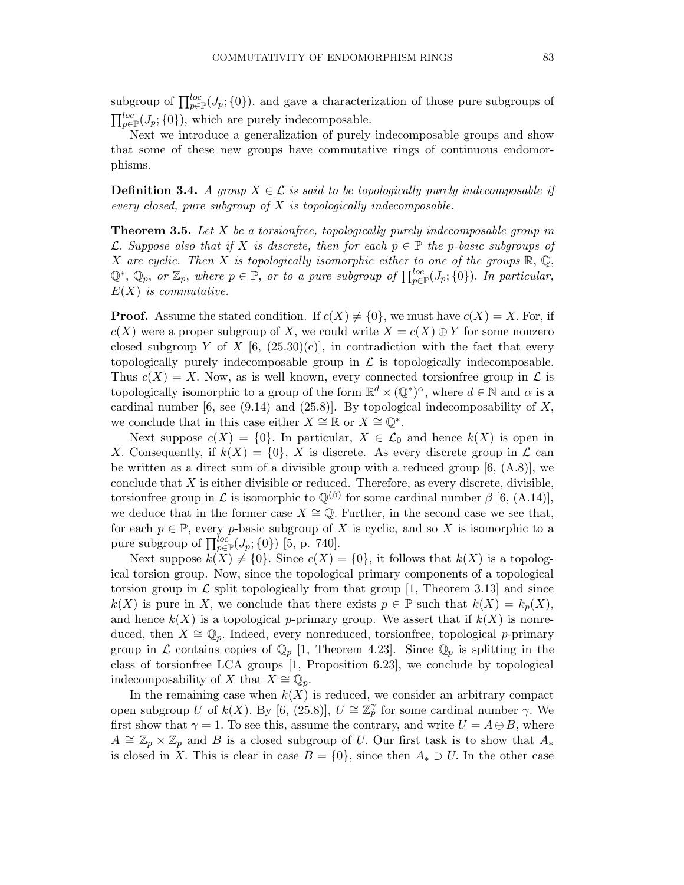subgroup of $\prod_{p\in\mathbb{P}}^{loc}(J_p;\{0\})$, and gave a characterization of those pure subgroups of $\prod_{p\in\mathbb{P}}^{loc}(J_p;\{0\})$, which are purely indecomposable.

Next we introduce a generalization of purely indecomposable groups and show that some of these new groups have commutative rings of continuous endomorphisms.

**Definition 3.4.** *A group $X \in \mathcal{L}$ is said to be topologically purely indecomposable if every closed, pure subgroup of $X$ is topologically indecomposable.*

**Theorem 3.5.** *Let $X$ be a torsionfree, topologically purely indecomposable group in $\mathcal{L}$. Suppose also that if $X$ is discrete, then for each $p \in \mathbb{P}$ the $p$-basic subgroups of $X$ are cyclic. Then $X$ is topologically isomorphic either to one of the groups $\mathbb{R}$, $\mathbb{Q}$, $\mathbb{Q}^*$, $\mathbb{Q}_p$, or $\mathbb{Z}_p$, where $p \in \mathbb{P}$, or to a pure subgroup of $\prod_{p\in\mathbb{P}}^{loc}(J_p;\{0\})$. In particular, $E(X)$ is commutative.*

**Proof.** Assume the stated condition. If $c(X) \neq \{0\}$, we must have $c(X) = X$. For, if $c(X)$ were a proper subgroup of $X$, we could write $X = c(X) \oplus Y$ for some nonzero closed subgroup $Y$ of $X$ [6, (25.30)(c)], in contradiction with the fact that every topologically purely indecomposable group in $\mathcal{L}$ is topologically indecomposable. Thus $c(X) = X$. Now, as is well known, every connected torsionfree group in $\mathcal{L}$ is topologically isomorphic to a group of the form $\mathbb{R}^d \times (\mathbb{Q}^*)^\alpha$, where $d \in \mathbb{N}$ and $\alpha$ is a cardinal number [6, see (9.14) and (25.8)]. By topological indecomposability of $X$, we conclude that in this case either $X \cong \mathbb{R}$ or $X \cong \mathbb{Q}^*$.

Next suppose $c(X) = \{0\}$. In particular, $X \in \mathcal{L}_0$ and hence $k(X)$ is open in $X$. Consequently, if $k(X) = \{0\}$, $X$ is discrete. As every discrete group in $\mathcal{L}$ can be written as a direct sum of a divisible group with a reduced group [6, (A.8)], we conclude that $X$ is either divisible or reduced. Therefore, as every discrete, divisible, torsionfree group in $\mathcal{L}$ is isomorphic to $\mathbb{Q}^{(\beta)}$ for some cardinal number $\beta$ [6, (A.14)], we deduce that in the former case $X \cong \mathbb{Q}$. Further, in the second case we see that, for each $p \in \mathbb{P}$, every $p$-basic subgroup of $X$ is cyclic, and so $X$ is isomorphic to a pure subgroup of $\prod_{p\in\mathbb{P}}^{loc}(J_p;\{0\})$ [5, p. 740].

Next suppose $k(X) \neq \{0\}$. Since $c(X) = \{0\}$, it follows that $k(X)$ is a topological torsion group. Now, since the topological primary components of a topological torsion group in $\mathcal{L}$ split topologically from that group [1, Theorem 3.13] and since $k(X)$ is pure in $X$, we conclude that there exists $p \in \mathbb{P}$ such that $k(X) = k_p(X)$, and hence $k(X)$ is a topological $p$-primary group. We assert that if $k(X)$ is nonreduced, then $X \cong \mathbb{Q}_p$. Indeed, every nonreduced, torsionfree, topological $p$-primary group in $\mathcal{L}$ contains copies of $\mathbb{Q}_p$ [1, Theorem 4.23]. Since $\mathbb{Q}_p$ is splitting in the class of torsionfree LCA groups [1, Proposition 6.23], we conclude by topological indecomposability of $X$ that $X \cong \mathbb{Q}_p$.

In the remaining case when $k(X)$ is reduced, we consider an arbitrary compact open subgroup $U$ of $k(X)$. By [6, (25.8)], $U \cong \mathbb{Z}_p^\gamma$ for some cardinal number $\gamma$. We first show that $\gamma = 1$. To see this, assume the contrary, and write $U = A \oplus B$, where $A \cong \mathbb{Z}_p \times \mathbb{Z}_p$ and $B$ is a closed subgroup of $U$. Our first task is to show that $A_*$ is closed in $X$. This is clear in case $B = \{0\}$, since then $A_* \supset U$. In the other case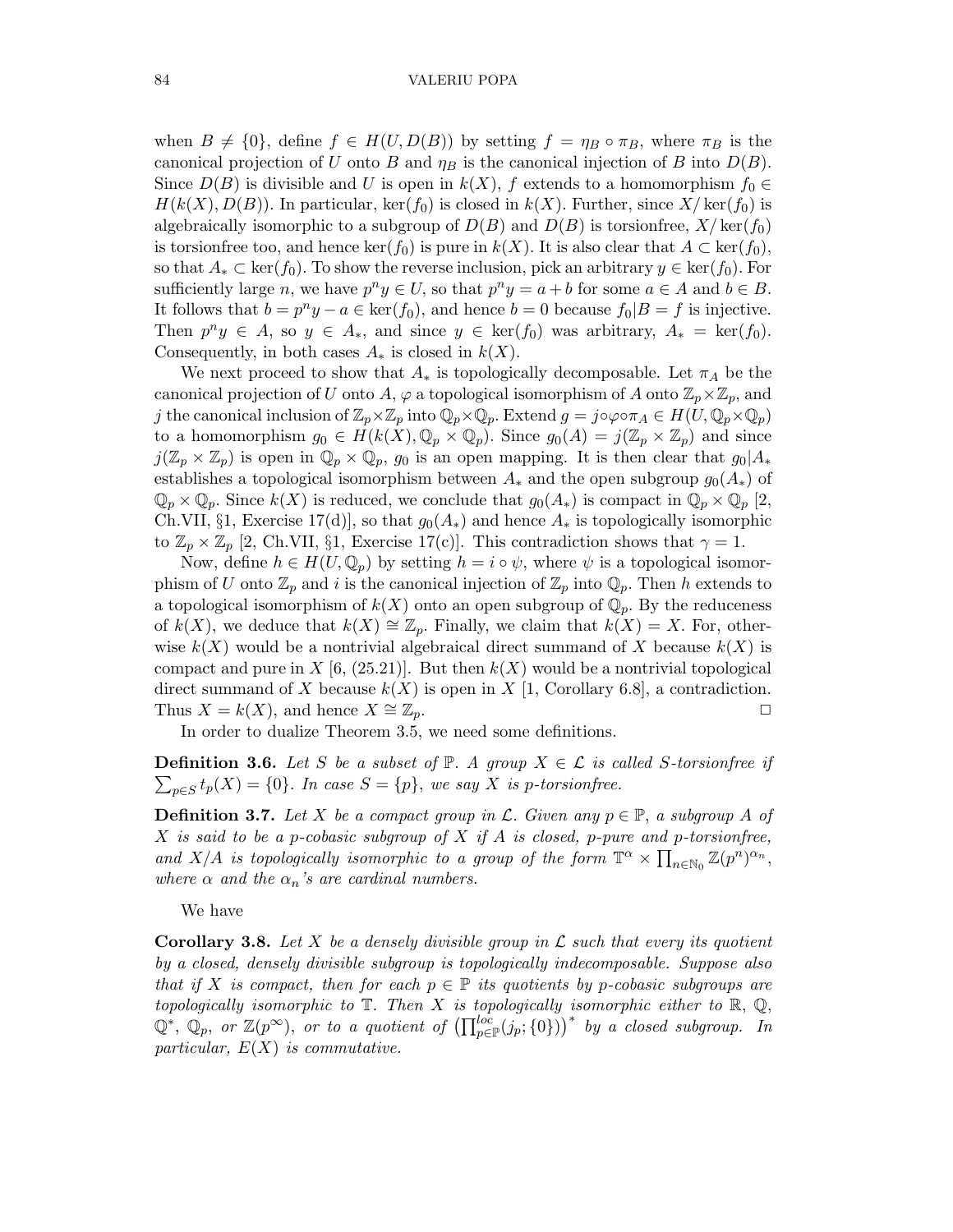when $B \neq \{0\}$, define $f \in H(U, D(B))$ by setting $f = \eta_B \circ \pi_B$, where $\pi_B$ is the canonical projection of $U$ onto $B$ and $\eta_B$ is the canonical injection of $B$ into $D(B)$. Since $D(B)$ is divisible and $U$ is open in $k(X)$, $f$ extends to a homomorphism $f_0 \in H(k(X), D(B))$. In particular, $\ker(f_0)$ is closed in $k(X)$. Further, since $X/\ker(f_0)$ is algebraically isomorphic to a subgroup of $D(B)$ and $D(B)$ is torsionfree, $X/\ker(f_0)$ is torsionfree too, and hence $\ker(f_0)$ is pure in $k(X)$. It is also clear that $A \subset \ker(f_0)$, so that $A_* \subset \ker(f_0)$. To show the reverse inclusion, pick an arbitrary $y \in \ker(f_0)$. For sufficiently large $n$, we have $p^n y \in U$, so that $p^n y = a + b$ for some $a \in A$ and $b \in B$. It follows that $b = p^n y - a \in \ker(f_0)$, and hence $b = 0$ because $f_0|B = f$ is injective. Then $p^n y \in A$, so $y \in A_*$, and since $y \in \ker(f_0)$ was arbitrary, $A_* = \ker(f_0)$. Consequently, in both cases $A_*$ is closed in $k(X)$.

We next proceed to show that $A_*$ is topologically decomposable. Let $\pi_A$ be the canonical projection of $U$ onto $A$, $\varphi$ a topological isomorphism of $A$ onto $\mathbb{Z}_p \times \mathbb{Z}_p$, and $j$ the canonical inclusion of $\mathbb{Z}_p \times \mathbb{Z}_p$ into $\mathbb{Q}_p \times \mathbb{Q}_p$. Extend $g = j \circ \varphi \circ \pi_A \in H(U, \mathbb{Q}_p \times \mathbb{Q}_p)$ to a homomorphism $g_0 \in H(k(X), \mathbb{Q}_p \times \mathbb{Q}_p)$. Since $g_0(A) = j(\mathbb{Z}_p \times \mathbb{Z}_p)$ and since $j(\mathbb{Z}_p \times \mathbb{Z}_p)$ is open in $\mathbb{Q}_p \times \mathbb{Q}_p$, $g_0$ is an open mapping. It is then clear that $g_0|A_*$ establishes a topological isomorphism between $A_*$ and the open subgroup $g_0(A_*)$ of $\mathbb{Q}_p \times \mathbb{Q}_p$. Since $k(X)$ is reduced, we conclude that $g_0(A_*)$ is compact in $\mathbb{Q}_p \times \mathbb{Q}_p$ [2, Ch.VII, §1, Exercise 17(d)], so that $g_0(A_*)$ and hence $A_*$ is topologically isomorphic to $\mathbb{Z}_p \times \mathbb{Z}_p$ [2, Ch.VII, §1, Exercise 17(c)]. This contradiction shows that $\gamma = 1$.

Now, define $h \in H(U, \mathbb{Q}_p)$ by setting $h = i \circ \psi$, where $\psi$ is a topological isomorphism of $U$ onto $\mathbb{Z}_p$ and $i$ is the canonical injection of $\mathbb{Z}_p$ into $\mathbb{Q}_p$. Then $h$ extends to a topological isomorphism of $k(X)$ onto an open subgroup of $\mathbb{Q}_p$. By the reduceness of $k(X)$, we deduce that $k(X) \cong \mathbb{Z}_p$. Finally, we claim that $k(X) = X$. For, otherwise $k(X)$ would be a nontrivial algebraical direct summand of $X$ because $k(X)$ is compact and pure in $X$ [6, (25.21)]. But then $k(X)$ would be a nontrivial topological direct summand of $X$ because $k(X)$ is open in $X$ [1, Corollary 6.8], a contradiction. Thus $X = k(X)$, and hence $X \cong \mathbb{Z}_p$. □

In order to dualize Theorem 3.5, we need some definitions.

**Definition 3.6.** *Let $S$ be a subset of $\mathbb{P}$. A group $X \in \mathcal{L}$ is called $S$-torsionfree if $\sum_{p \in S} t_p(X) = \{0\}$. In case $S = \{p\}$, we say $X$ is $p$-torsionfree.*

**Definition 3.7.** *Let $X$ be a compact group in $\mathcal{L}$. Given any $p \in \mathbb{P}$, a subgroup $A$ of $X$ is said to be a $p$-cobasic subgroup of $X$ if $A$ is closed, $p$-pure and $p$-torsionfree, and $X/A$ is topologically isomorphic to a group of the form $\mathbb{T}^\alpha \times \prod_{n \in \mathbb{N}_0} \mathbb{Z}(p^n)^{\alpha_n}$, where $\alpha$ and the $\alpha_n$'s are cardinal numbers.*

We have

**Corollary 3.8.** *Let $X$ be a densely divisible group in $\mathcal{L}$ such that every its quotient by a closed, densely divisible subgroup is topologically indecomposable. Suppose also that if $X$ is compact, then for each $p \in \mathbb{P}$ its quotients by $p$-cobasic subgroups are topologically isomorphic to $\mathbb{T}$. Then $X$ is topologically isomorphic either to $\mathbb{R}$, $\mathbb{Q}$, $\mathbb{Q}^*$, $\mathbb{Q}_p$, or $\mathbb{Z}(p^\infty)$, or to a quotient of $\left(\prod_{p \in \mathbb{P}}^{loc}(j_p; \{0\})\right)^*$ by a closed subgroup. In particular, $E(X)$ is commutative.*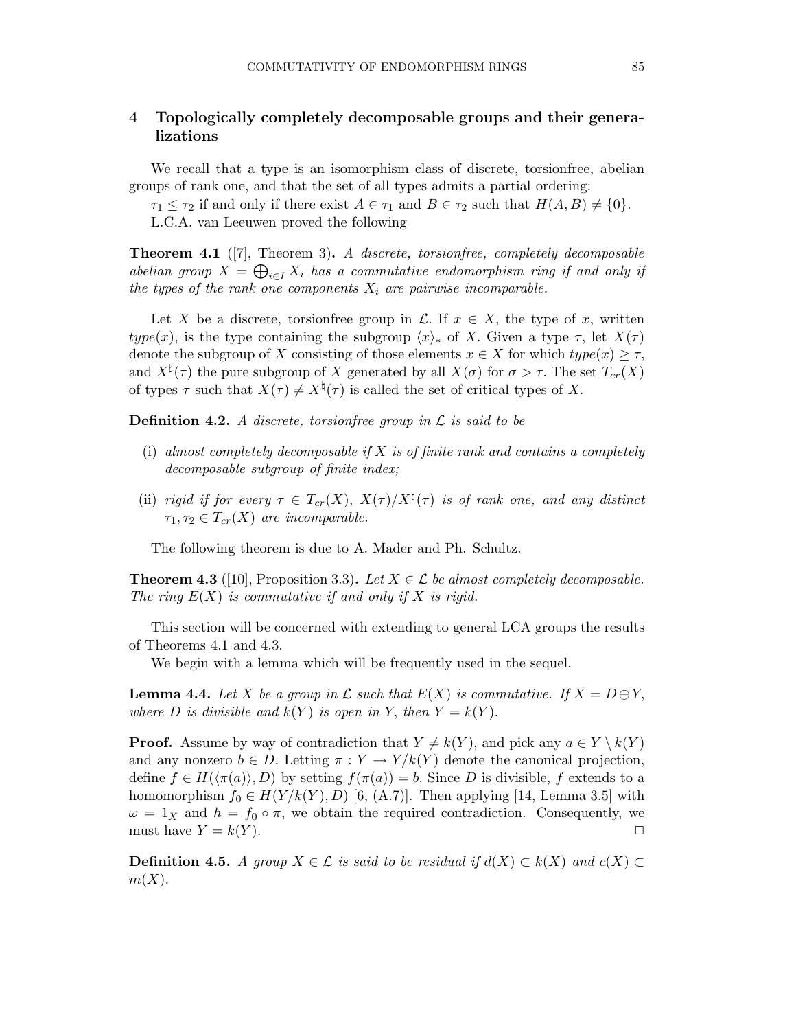## 4 Topologically completely decomposable groups and their generalizations

We recall that a type is an isomorphism class of discrete, torsionfree, abelian groups of rank one, and that the set of all types admits a partial ordering:

$\tau_1 \leq \tau_2$ if and only if there exist $A \in \tau_1$ and $B \in \tau_2$ such that $H(A, B) \neq \{0\}$.

L.C.A. van Leeuwen proved the following

**Theorem 4.1** ([7], Theorem 3)**.** *A discrete, torsionfree, completely decomposable abelian group $X = \bigoplus_{i \in I} X_i$ has a commutative endomorphism ring if and only if the types of the rank one components $X_i$ are pairwise incomparable.*

Let $X$ be a discrete, torsionfree group in $\mathcal{L}$. If $x \in X$, the type of $x$, written $type(x)$, is the type containing the subgroup $\langle x \rangle_*$ of $X$. Given a type $\tau$, let $X(\tau)$ denote the subgroup of $X$ consisting of those elements $x \in X$ for which $type(x) \geq \tau$, and $X^\sharp(\tau)$ the pure subgroup of $X$ generated by all $X(\sigma)$ for $\sigma > \tau$. The set $T_{cr}(X)$ of types $\tau$ such that $X(\tau) \neq X^\sharp(\tau)$ is called the set of critical types of $X$.

**Definition 4.2.** *A discrete, torsionfree group in $\mathcal{L}$ is said to be*

(i) *almost completely decomposable if $X$ is of finite rank and contains a completely decomposable subgroup of finite index;*

(ii) *rigid if for every $\tau \in T_{cr}(X)$, $X(\tau)/X^\sharp(\tau)$ is of rank one, and any distinct $\tau_1, \tau_2 \in T_{cr}(X)$ are incomparable.*

The following theorem is due to A. Mader and Ph. Schultz.

**Theorem 4.3** ([10], Proposition 3.3)**.** *Let $X \in \mathcal{L}$ be almost completely decomposable. The ring $E(X)$ is commutative if and only if $X$ is rigid.*

This section will be concerned with extending to general LCA groups the results of Theorems 4.1 and 4.3.

We begin with a lemma which will be frequently used in the sequel.

**Lemma 4.4.** *Let $X$ be a group in $\mathcal{L}$ such that $E(X)$ is commutative. If $X = D \oplus Y$, where $D$ is divisible and $k(Y)$ is open in $Y$, then $Y = k(Y)$.*

**Proof.** Assume by way of contradiction that $Y \neq k(Y)$, and pick any $a \in Y \setminus k(Y)$ and any nonzero $b \in D$. Letting $\pi : Y \to Y/k(Y)$ denote the canonical projection, define $f \in H(\langle \pi(a) \rangle, D)$ by setting $f(\pi(a)) = b$. Since $D$ is divisible, $f$ extends to a homomorphism $f_0 \in H(Y/k(Y), D)$ [6, (A.7)]. Then applying [14, Lemma 3.5] with $\omega = 1_X$ and $h = f_0 \circ \pi$, we obtain the required contradiction. Consequently, we must have $Y = k(Y)$. □

**Definition 4.5.** *A group $X \in \mathcal{L}$ is said to be residual if $d(X) \subset k(X)$ and $c(X) \subset m(X)$.*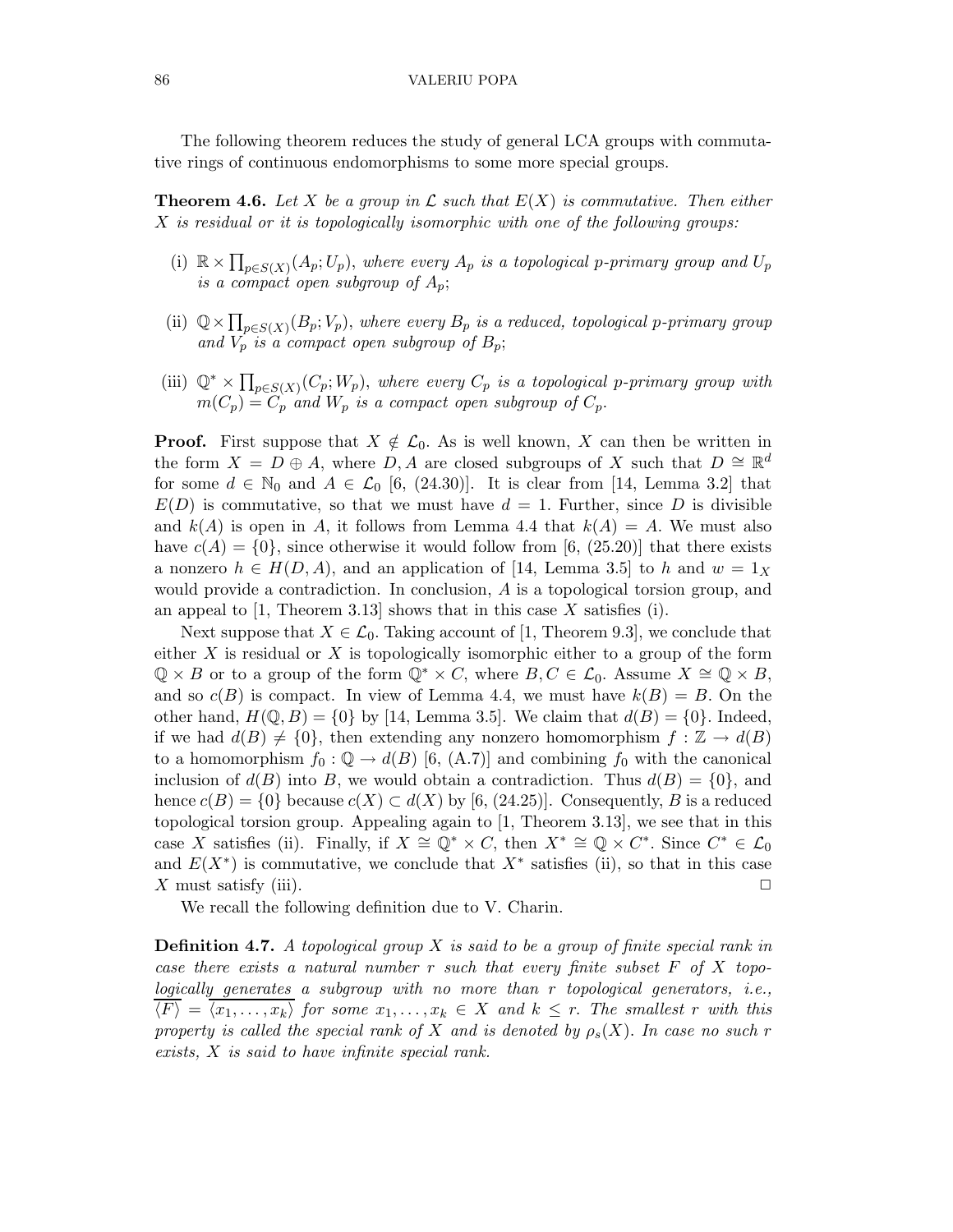The following theorem reduces the study of general LCA groups with commutative rings of continuous endomorphisms to some more special groups.

**Theorem 4.6.** *Let $X$ be a group in $\mathcal{L}$ such that $E(X)$ is commutative. Then either $X$ is residual or it is topologically isomorphic with one of the following groups:*

- (i) $\mathbb{R} \times \prod_{p \in S(X)} (A_p; U_p)$*, where every $A_p$ is a topological $p$-primary group and $U_p$ is a compact open subgroup of $A_p$;*
- (ii) $\mathbb{Q} \times \prod_{p \in S(X)} (B_p; V_p)$*, where every $B_p$ is a reduced, topological $p$-primary group and $V_p$ is a compact open subgroup of $B_p$;*
- (iii) $\mathbb{Q}^* \times \prod_{p \in S(X)} (C_p; W_p)$*, where every $C_p$ is a topological $p$-primary group with $m(C_p) = C_p$ and $W_p$ is a compact open subgroup of $C_p$.*

**Proof.** First suppose that $X \notin \mathcal{L}_0$. As is well known, $X$ can then be written in the form $X = D \oplus A$, where $D, A$ are closed subgroups of $X$ such that $D \cong \mathbb{R}^d$ for some $d \in \mathbb{N}_0$ and $A \in \mathcal{L}_0$ [6, (24.30)]. It is clear from [14, Lemma 3.2] that $E(D)$ is commutative, so that we must have $d = 1$. Further, since $D$ is divisible and $k(A)$ is open in $A$, it follows from Lemma 4.4 that $k(A) = A$. We must also have $c(A) = \{0\}$, since otherwise it would follow from [6, (25.20)] that there exists a nonzero $h \in H(D, A)$, and an application of [14, Lemma 3.5] to $h$ and $w = 1_X$ would provide a contradiction. In conclusion, $A$ is a topological torsion group, and an appeal to [1, Theorem 3.13] shows that in this case $X$ satisfies (i).

Next suppose that $X \in \mathcal{L}_0$. Taking account of [1, Theorem 9.3], we conclude that either $X$ is residual or $X$ is topologically isomorphic either to a group of the form $\mathbb{Q} \times B$ or to a group of the form $\mathbb{Q}^* \times C$, where $B, C \in \mathcal{L}_0$. Assume $X \cong \mathbb{Q} \times B$, and so $c(B)$ is compact. In view of Lemma 4.4, we must have $k(B) = B$. On the other hand, $H(\mathbb{Q}, B) = \{0\}$ by [14, Lemma 3.5]. We claim that $d(B) = \{0\}$. Indeed, if we had $d(B) \neq \{0\}$, then extending any nonzero homomorphism $f : \mathbb{Z} \to d(B)$ to a homomorphism $f_0 : \mathbb{Q} \to d(B)$ [6, (A.7)] and combining $f_0$ with the canonical inclusion of $d(B)$ into $B$, we would obtain a contradiction. Thus $d(B) = \{0\}$, and hence $c(B) = \{0\}$ because $c(X) \subset d(X)$ by [6, (24.25)]. Consequently, $B$ is a reduced topological torsion group. Appealing again to [1, Theorem 3.13], we see that in this case $X$ satisfies (ii). Finally, if $X \cong \mathbb{Q}^* \times C$, then $X^* \cong \mathbb{Q} \times C^*$. Since $C^* \in \mathcal{L}_0$ and $E(X^*)$ is commutative, we conclude that $X^*$ satisfies (ii), so that in this case $X$ must satisfy (iii). $\square$

We recall the following definition due to V. Charin.

**Definition 4.7.** *A topological group $X$ is said to be a group of finite special rank in case there exists a natural number $r$ such that every finite subset $F$ of $X$ topologically generates a subgroup with no more than $r$ topological generators, i.e., $\overline{\langle F \rangle} = \overline{\langle x_1, \dots, x_k \rangle}$ for some $x_1, \dots, x_k \in X$ and $k \leq r$. The smallest $r$ with this property is called the special rank of $X$ and is denoted by $\rho_s(X)$. In case no such $r$ exists, $X$ is said to have infinite special rank.*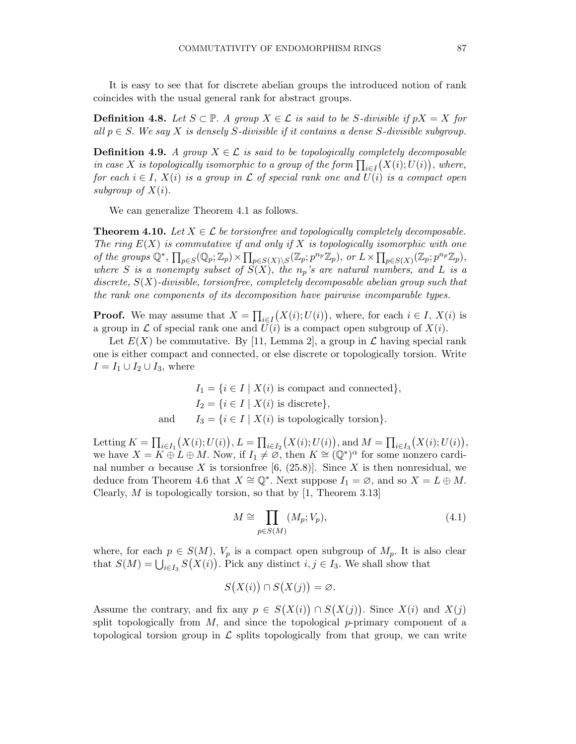It is easy to see that for discrete abelian groups the introduced notion of rank coincides with the usual general rank for abstract groups.

**Definition 4.8.** *Let $S \subset \mathbb{P}$. A group $X \in \mathcal{L}$ is said to be $S$-divisible if $pX = X$ for all $p \in S$. We say $X$ is densely $S$-divisible if it contains a dense $S$-divisible subgroup.*

**Definition 4.9.** *A group $X \in \mathcal{L}$ is said to be topologically completely decomposable in case $X$ is topologically isomorphic to a group of the form $\prod_{i \in I}\big(X(i); U(i)\big)$, where, for each $i \in I$, $X(i)$ is a group in $\mathcal{L}$ of special rank one and $U(i)$ is a compact open subgroup of $X(i)$.*

We can generalize Theorem 4.1 as follows.

**Theorem 4.10.** *Let $X \in \mathcal{L}$ be torsionfree and topologically completely decomposable. The ring $E(X)$ is commutative if and only if $X$ is topologically isomorphic with one of the groups $\mathbb{Q}^*$, $\prod_{p \in S}(\mathbb{Q}_p; \mathbb{Z}_p) \times \prod_{p \in S(X)\setminus S}(\mathbb{Z}_p; p^{n_p}\mathbb{Z}_p)$, or $L \times \prod_{p \in S(X)}(\mathbb{Z}_p; p^{n_p}\mathbb{Z}_p)$, where $S$ is a nonempty subset of $S(X)$, the $n_p$'s are natural numbers, and $L$ is a discrete, $S(X)$-divisible, torsionfree, completely decomposable abelian group such that the rank one components of its decomposition have pairwise incomparable types.*

**Proof.** We may assume that $X = \prod_{i \in I}\big(X(i); U(i)\big)$, where, for each $i \in I$, $X(i)$ is a group in $\mathcal{L}$ of special rank one and $U(i)$ is a compact open subgroup of $X(i)$.

Let $E(X)$ be commutative. By [11, Lemma 2], a group in $\mathcal{L}$ having special rank one is either compact and connected, or else discrete or topologically torsion. Write $I = I_1 \cup I_2 \cup I_3$, where

$$
\begin{aligned}
&I_1 = \{i \in I \mid X(i) \text{ is compact and connected}\},\\
&I_2 = \{i \in I \mid X(i) \text{ is discrete}\},\\
\text{and}\qquad &I_3 = \{i \in I \mid X(i) \text{ is topologically torsion}\}.
\end{aligned}
$$

Letting $K = \prod_{i \in I_1}\big(X(i); U(i)\big)$, $L = \prod_{i \in I_2}\big(X(i); U(i)\big)$, and $M = \prod_{i \in I_3}\big(X(i); U(i)\big)$, we have $X = K \oplus L \oplus M$. Now, if $I_1 \neq \varnothing$, then $K \cong (\mathbb{Q}^*)^\alpha$ for some nonzero cardinal number $\alpha$ because $X$ is torsionfree [6, (25.8)]. Since $X$ is then nonresidual, we deduce from Theorem 4.6 that $X \cong \mathbb{Q}^*$. Next suppose $I_1 = \varnothing$, and so $X = L \oplus M$. Clearly, $M$ is topologically torsion, so that by [1, Theorem 3.13]

$$
M \cong \prod_{p \in S(M)} (M_p; V_p), \tag{4.1}
$$

where, for each $p \in S(M)$, $V_p$ is a compact open subgroup of $M_p$. It is also clear that $S(M) = \bigcup_{i \in I_3} S\big(X(i)\big)$. Pick any distinct $i, j \in I_3$. We shall show that

$$
S\big(X(i)\big) \cap S\big(X(j)\big) = \varnothing.
$$

Assume the contrary, and fix any $p \in S\big(X(i)\big) \cap S\big(X(j)\big)$. Since $X(i)$ and $X(j)$ split topologically from $M$, and since the topological $p$-primary component of a topological torsion group in $\mathcal{L}$ splits topologically from that group, we can write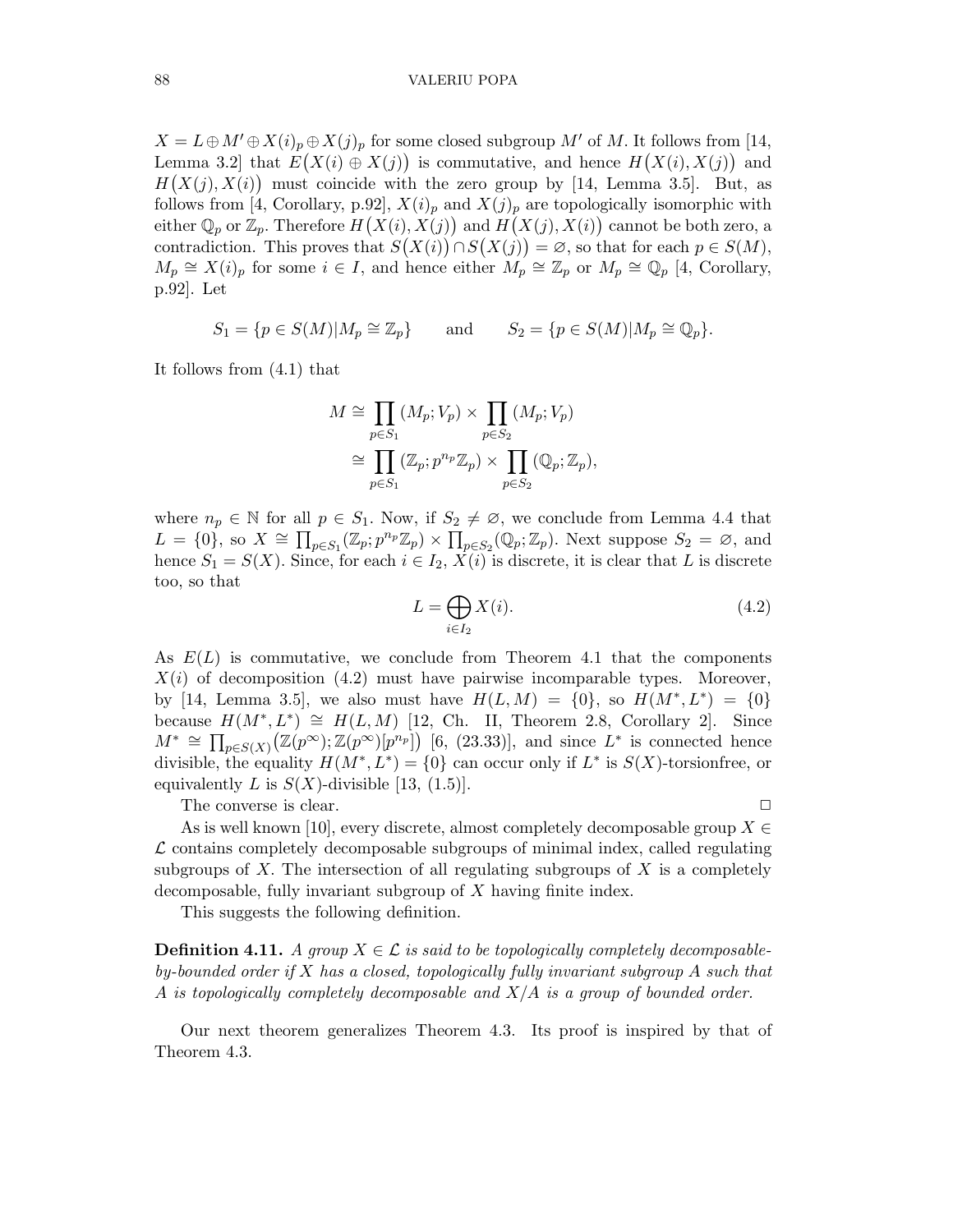$X = L \oplus M' \oplus X(i)_p \oplus X(j)_p$ for some closed subgroup $M'$ of $M$. It follows from [14, Lemma 3.2] that $E\big(X(i) \oplus X(j)\big)$ is commutative, and hence $H\big(X(i), X(j)\big)$ and $H\big(X(j), X(i)\big)$ must coincide with the zero group by [14, Lemma 3.5]. But, as follows from [4, Corollary, p.92], $X(i)_p$ and $X(j)_p$ are topologically isomorphic with either $\mathbb{Q}_p$ or $\mathbb{Z}_p$. Therefore $H\big(X(i), X(j)\big)$ and $H\big(X(j), X(i)\big)$ cannot be both zero, a contradiction. This proves that $S\big(X(i)\big) \cap S\big(X(j)\big) = \varnothing$, so that for each $p \in S(M)$, $M_p \cong X(i)_p$ for some $i \in I$, and hence either $M_p \cong \mathbb{Z}_p$ or $M_p \cong \mathbb{Q}_p$ [4, Corollary, p.92]. Let

$$S_1 = \{p \in S(M) | M_p \cong \mathbb{Z}_p\} \qquad \text{and} \qquad S_2 = \{p \in S(M) | M_p \cong \mathbb{Q}_p\}.$$

It follows from (4.1) that

$$\begin{aligned} M &\cong \prod_{p \in S_1} (M_p; V_p) \times \prod_{p \in S_2} (M_p; V_p) \\ &\cong \prod_{p \in S_1} (\mathbb{Z}_p; p^{n_p}\mathbb{Z}_p) \times \prod_{p \in S_2} (\mathbb{Q}_p; \mathbb{Z}_p), \end{aligned}$$

where $n_p \in \mathbb{N}$ for all $p \in S_1$. Now, if $S_2 \neq \varnothing$, we conclude from Lemma 4.4 that $L = \{0\}$, so $X \cong \prod_{p \in S_1} (\mathbb{Z}_p; p^{n_p}\mathbb{Z}_p) \times \prod_{p \in S_2} (\mathbb{Q}_p; \mathbb{Z}_p)$. Next suppose $S_2 = \varnothing$, and hence $S_1 = S(X)$. Since, for each $i \in I_2$, $X(i)$ is discrete, it is clear that $L$ is discrete too, so that

$$L = \bigoplus_{i \in I_2} X(i). \tag{4.2}$$

As $E(L)$ is commutative, we conclude from Theorem 4.1 that the components $X(i)$ of decomposition (4.2) must have pairwise incomparable types. Moreover, by [14, Lemma 3.5], we also must have $H(L, M) = \{0\}$, so $H(M^*, L^*) = \{0\}$ because $H(M^*, L^*) \cong H(L, M)$ [12, Ch. II, Theorem 2.8, Corollary 2]. Since $M^* \cong \prod_{p \in S(X)} \big(\mathbb{Z}(p^\infty); \mathbb{Z}(p^\infty)[p^{n_p}]\big)$ [6, (23.33)], and since $L^*$ is connected hence divisible, the equality $H(M^*, L^*) = \{0\}$ can occur only if $L^*$ is $S(X)$-torsionfree, or equivalently $L$ is $S(X)$-divisible [13, (1.5)].

The converse is clear. $\square$

As is well known [10], every discrete, almost completely decomposable group $X \in \mathcal{L}$ contains completely decomposable subgroups of minimal index, called regulating subgroups of $X$. The intersection of all regulating subgroups of $X$ is a completely decomposable, fully invariant subgroup of $X$ having finite index.

This suggests the following definition.

**Definition 4.11.** *A group $X \in \mathcal{L}$ is said to be topologically completely decomposable-by-bounded order if $X$ has a closed, topologically fully invariant subgroup $A$ such that $A$ is topologically completely decomposable and $X/A$ is a group of bounded order.*

Our next theorem generalizes Theorem 4.3. Its proof is inspired by that of Theorem 4.3.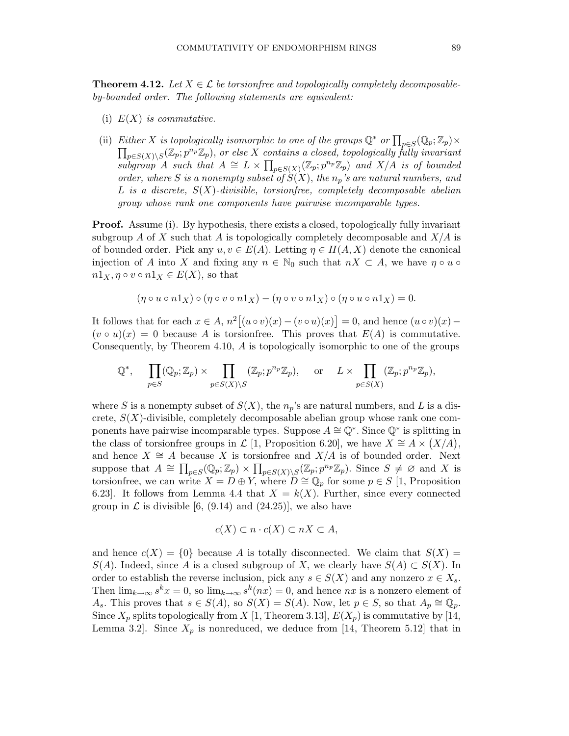**Theorem 4.12.** *Let $X \in \mathcal{L}$ be torsionfree and topologically completely decomposable-by-bounded order. The following statements are equivalent:*

(i) *$E(X)$ is commutative.*

(ii) *Either $X$ is topologically isomorphic to one of the groups $\mathbb{Q}^*$ or $\prod_{p\in S}(\mathbb{Q}_p;\mathbb{Z}_p)\times \prod_{p\in S(X)\setminus S}(\mathbb{Z}_p;p^{n_p}\mathbb{Z}_p)$, or else $X$ contains a closed, topologically fully invariant subgroup $A$ such that $A \cong L \times \prod_{p\in S(X)}(\mathbb{Z}_p;p^{n_p}\mathbb{Z}_p)$ and $X/A$ is of bounded order, where $S$ is a nonempty subset of $S(X)$, the $n_p$'s are natural numbers, and $L$ is a discrete, $S(X)$-divisible, torsionfree, completely decomposable abelian group whose rank one components have pairwise incomparable types.*

**Proof.** Assume (i). By hypothesis, there exists a closed, topologically fully invariant subgroup $A$ of $X$ such that $A$ is topologically completely decomposable and $X/A$ is of bounded order. Pick any $u, v \in E(A)$. Letting $\eta \in H(A, X)$ denote the canonical injection of $A$ into $X$ and fixing any $n \in \mathbb{N}_0$ such that $nX \subset A$, we have $\eta \circ u \circ n1_X, \eta \circ v \circ n1_X \in E(X)$, so that

$$(\eta \circ u \circ n1_X) \circ (\eta \circ v \circ n1_X) - (\eta \circ v \circ n1_X) \circ (\eta \circ u \circ n1_X) = 0.$$

It follows that for each $x \in A$, $n^2\big[(u\circ v)(x) - (v \circ u)(x)\big] = 0$, and hence $(u\circ v)(x) - (v \circ u)(x) = 0$ because $A$ is torsionfree. This proves that $E(A)$ is commutative. Consequently, by Theorem 4.10, $A$ is topologically isomorphic to one of the groups

$$\mathbb{Q}^*, \quad \prod_{p\in S}(\mathbb{Q}_p;\mathbb{Z}_p)\times \prod_{p\in S(X)\setminus S}(\mathbb{Z}_p;p^{n_p}\mathbb{Z}_p), \quad \text{or} \quad L \times \prod_{p\in S(X)}(\mathbb{Z}_p;p^{n_p}\mathbb{Z}_p),$$

where $S$ is a nonempty subset of $S(X)$, the $n_p$'s are natural numbers, and $L$ is a discrete, $S(X)$-divisible, completely decomposable abelian group whose rank one components have pairwise incomparable types. Suppose $A \cong \mathbb{Q}^*$. Since $\mathbb{Q}^*$ is splitting in the class of torsionfree groups in $\mathcal{L}$ [1, Proposition 6.20], we have $X \cong A \times \big(X/A\big)$, and hence $X \cong A$ because $X$ is torsionfree and $X/A$ is of bounded order. Next suppose that $A \cong \prod_{p\in S}(\mathbb{Q}_p;\mathbb{Z}_p)\times \prod_{p\in S(X)\setminus S}(\mathbb{Z}_p;p^{n_p}\mathbb{Z}_p)$. Since $S \neq \varnothing$ and $X$ is torsionfree, we can write $X = D \oplus Y$, where $D \cong \mathbb{Q}_p$ for some $p \in S$ [1, Proposition 6.23]. It follows from Lemma 4.4 that $X = k(X)$. Further, since every connected group in $\mathcal{L}$ is divisible [6, (9.14) and (24.25)], we also have

$$c(X) \subset n \cdot c(X) \subset nX \subset A,$$

and hence $c(X) = \{0\}$ because $A$ is totally disconnected. We claim that $S(X) = S(A)$. Indeed, since $A$ is a closed subgroup of $X$, we clearly have $S(A) \subset S(X)$. In order to establish the reverse inclusion, pick any $s \in S(X)$ and any nonzero $x \in X_s$. Then $\lim_{k\to\infty} s^k x = 0$, so $\lim_{k\to\infty} s^k(nx) = 0$, and hence $nx$ is a nonzero element of $A_s$. This proves that $s \in S(A)$, so $S(X) = S(A)$. Now, let $p \in S$, so that $A_p \cong \mathbb{Q}_p$. Since $X_p$ splits topologically from $X$ [1, Theorem 3.13], $E(X_p)$ is commutative by [14, Lemma 3.2]. Since $X_p$ is nonreduced, we deduce from [14, Theorem 5.12] that in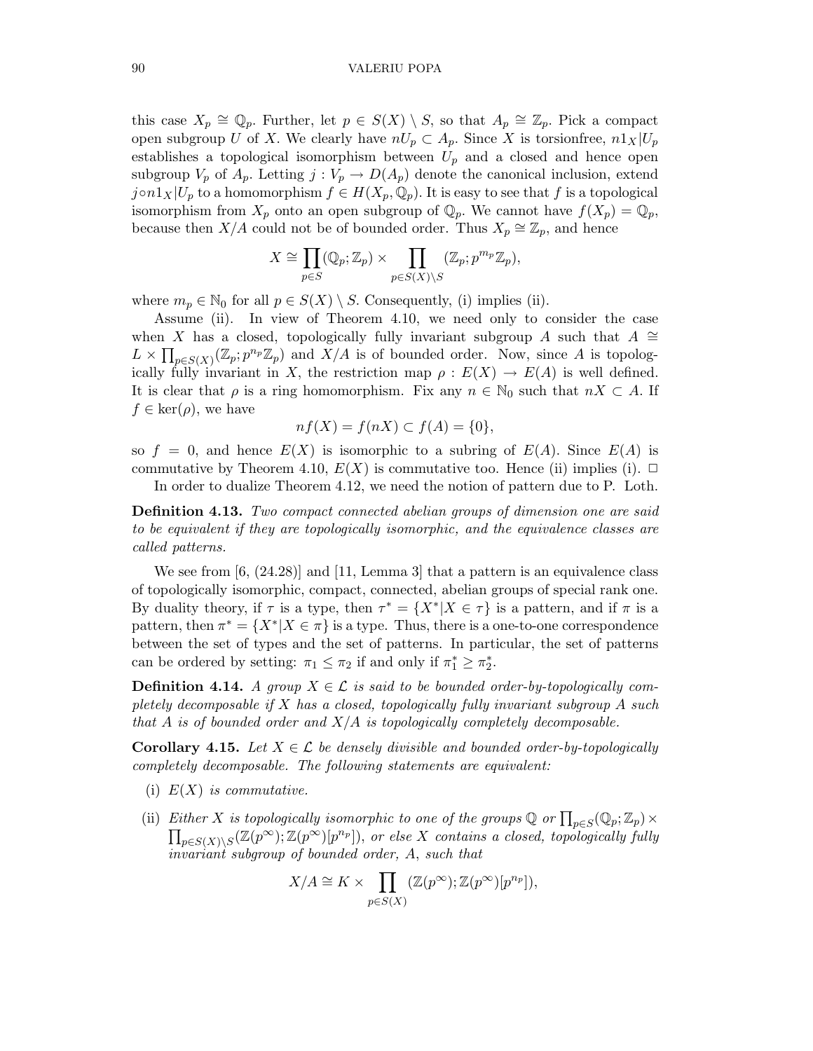this case $X_p \cong \mathbb{Q}_p$. Further, let $p \in S(X) \setminus S$, so that $A_p \cong \mathbb{Z}_p$. Pick a compact open subgroup $U$ of $X$. We clearly have $nU_p \subset A_p$. Since $X$ is torsionfree, $n1_X|U_p$ establishes a topological isomorphism between $U_p$ and a closed and hence open subgroup $V_p$ of $A_p$. Letting $j : V_p \to D(A_p)$ denote the canonical inclusion, extend $j \circ n1_X|U_p$ to a homomorphism $f \in H(X_p, \mathbb{Q}_p)$. It is easy to see that $f$ is a topological isomorphism from $X_p$ onto an open subgroup of $\mathbb{Q}_p$. We cannot have $f(X_p) = \mathbb{Q}_p$, because then $X/A$ could not be of bounded order. Thus $X_p \cong \mathbb{Z}_p$, and hence

$$X \cong \prod_{p \in S} (\mathbb{Q}_p; \mathbb{Z}_p) \times \prod_{p \in S(X) \setminus S} (\mathbb{Z}_p; p^{m_p}\mathbb{Z}_p),$$

where $m_p \in \mathbb{N}_0$ for all $p \in S(X) \setminus S$. Consequently, (i) implies (ii).

Assume (ii). In view of Theorem 4.10, we need only to consider the case when $X$ has a closed, topologically fully invariant subgroup $A$ such that $A \cong L \times \prod_{p \in S(X)} (\mathbb{Z}_p; p^{n_p}\mathbb{Z}_p)$ and $X/A$ is of bounded order. Now, since $A$ is topologically fully invariant in $X$, the restriction map $\rho : E(X) \to E(A)$ is well defined. It is clear that $\rho$ is a ring homomorphism. Fix any $n \in \mathbb{N}_0$ such that $nX \subset A$. If $f \in \ker(\rho)$, we have

$$nf(X) = f(nX) \subset f(A) = \{0\},$$

so $f = 0$, and hence $E(X)$ is isomorphic to a subring of $E(A)$. Since $E(A)$ is commutative by Theorem 4.10, $E(X)$ is commutative too. Hence (ii) implies (i). □

In order to dualize Theorem 4.12, we need the notion of pattern due to P. Loth.

**Definition 4.13.** *Two compact connected abelian groups of dimension one are said to be equivalent if they are topologically isomorphic, and the equivalence classes are called patterns.*

We see from [6, (24.28)] and [11, Lemma 3] that a pattern is an equivalence class of topologically isomorphic, compact, connected, abelian groups of special rank one. By duality theory, if $\tau$ is a type, then $\tau^* = \{X^* | X \in \tau\}$ is a pattern, and if $\pi$ is a pattern, then $\pi^* = \{X^* | X \in \pi\}$ is a type. Thus, there is a one-to-one correspondence between the set of types and the set of patterns. In particular, the set of patterns can be ordered by setting: $\pi_1 \leq \pi_2$ if and only if $\pi_1^* \geq \pi_2^*$.

**Definition 4.14.** *A group $X \in \mathcal{L}$ is said to be bounded order-by-topologically completely decomposable if $X$ has a closed, topologically fully invariant subgroup $A$ such that $A$ is of bounded order and $X/A$ is topologically completely decomposable.*

**Corollary 4.15.** *Let $X \in \mathcal{L}$ be densely divisible and bounded order-by-topologically completely decomposable. The following statements are equivalent:*

(i) *$E(X)$ is commutative.*

(ii) *Either $X$ is topologically isomorphic to one of the groups $\mathbb{Q}$ or $\prod_{p \in S} (\mathbb{Q}_p; \mathbb{Z}_p) \times \prod_{p \in S(X) \setminus S} (\mathbb{Z}(p^\infty); \mathbb{Z}(p^\infty)[p^{n_p}])$, or else $X$ contains a closed, topologically fully invariant subgroup of bounded order, $A$, such that*

$$X/A \cong K \times \prod_{p \in S(X)} (\mathbb{Z}(p^\infty); \mathbb{Z}(p^\infty)[p^{n_p}]),$$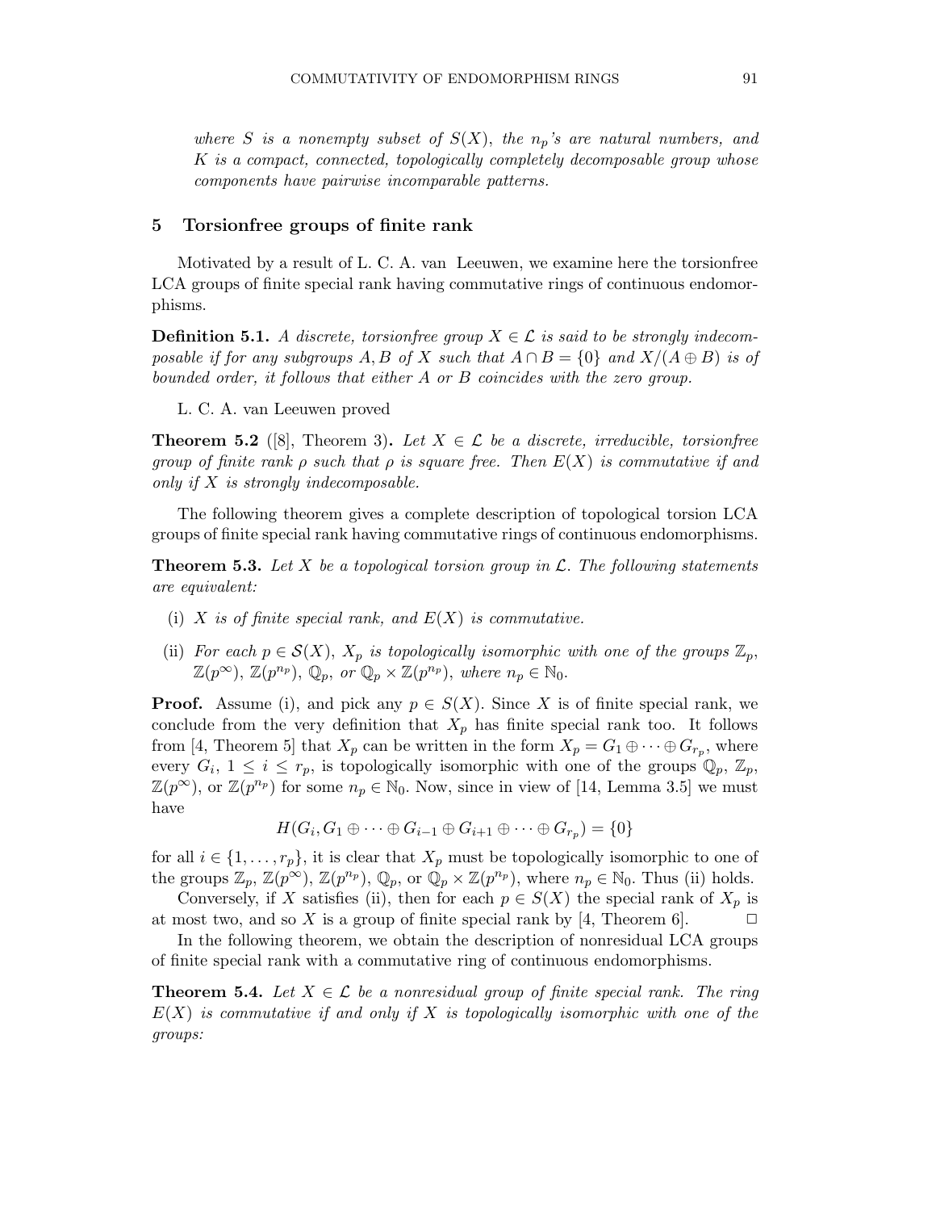*where $S$ is a nonempty subset of $S(X)$, the $n_p$'s are natural numbers, and $K$ is a compact, connected, topologically completely decomposable group whose components have pairwise incomparable patterns.*

## 5 Torsionfree groups of finite rank

Motivated by a result of L. C. A. van Leeuwen, we examine here the torsionfree LCA groups of finite special rank having commutative rings of continuous endomorphisms.

**Definition 5.1.** *A discrete, torsionfree group $X \in \mathcal{L}$ is said to be strongly indecomposable if for any subgroups $A, B$ of $X$ such that $A \cap B = \{0\}$ and $X/(A \oplus B)$ is of bounded order, it follows that either $A$ or $B$ coincides with the zero group.*

L. C. A. van Leeuwen proved

**Theorem 5.2** ([8], Theorem 3)**.** *Let $X \in \mathcal{L}$ be a discrete, irreducible, torsionfree group of finite rank $\rho$ such that $\rho$ is square free. Then $E(X)$ is commutative if and only if $X$ is strongly indecomposable.*

The following theorem gives a complete description of topological torsion LCA groups of finite special rank having commutative rings of continuous endomorphisms.

**Theorem 5.3.** *Let $X$ be a topological torsion group in $\mathcal{L}$. The following statements are equivalent:*

(i) *$X$ is of finite special rank, and $E(X)$ is commutative.*

(ii) *For each $p \in \mathcal{S}(X)$, $X_p$ is topologically isomorphic with one of the groups $\mathbb{Z}_p$, $\mathbb{Z}(p^\infty)$, $\mathbb{Z}(p^{n_p})$, $\mathbb{Q}_p$, or $\mathbb{Q}_p \times \mathbb{Z}(p^{n_p})$, where $n_p \in \mathbb{N}_0$.*

**Proof.** Assume (i), and pick any $p \in S(X)$. Since $X$ is of finite special rank, we conclude from the very definition that $X_p$ has finite special rank too. It follows from [4, Theorem 5] that $X_p$ can be written in the form $X_p = G_1 \oplus \cdots \oplus G_{r_p}$, where every $G_i$, $1 \le i \le r_p$, is topologically isomorphic with one of the groups $\mathbb{Q}_p$, $\mathbb{Z}_p$, $\mathbb{Z}(p^\infty)$, or $\mathbb{Z}(p^{n_p})$ for some $n_p \in \mathbb{N}_0$. Now, since in view of [14, Lemma 3.5] we must have

$$H(G_i, G_1 \oplus \cdots \oplus G_{i-1} \oplus G_{i+1} \oplus \cdots \oplus G_{r_p}) = \{0\}$$

for all $i \in \{1, \dots, r_p\}$, it is clear that $X_p$ must be topologically isomorphic to one of the groups $\mathbb{Z}_p$, $\mathbb{Z}(p^\infty)$, $\mathbb{Z}(p^{n_p})$, $\mathbb{Q}_p$, or $\mathbb{Q}_p \times \mathbb{Z}(p^{n_p})$, where $n_p \in \mathbb{N}_0$. Thus (ii) holds.

Conversely, if $X$ satisfies (ii), then for each $p \in S(X)$ the special rank of $X_p$ is at most two, and so $X$ is a group of finite special rank by [4, Theorem 6]. $\Box$

In the following theorem, we obtain the description of nonresidual LCA groups of finite special rank with a commutative ring of continuous endomorphisms.

**Theorem 5.4.** *Let $X \in \mathcal{L}$ be a nonresidual group of finite special rank. The ring $E(X)$ is commutative if and only if $X$ is topologically isomorphic with one of the groups:*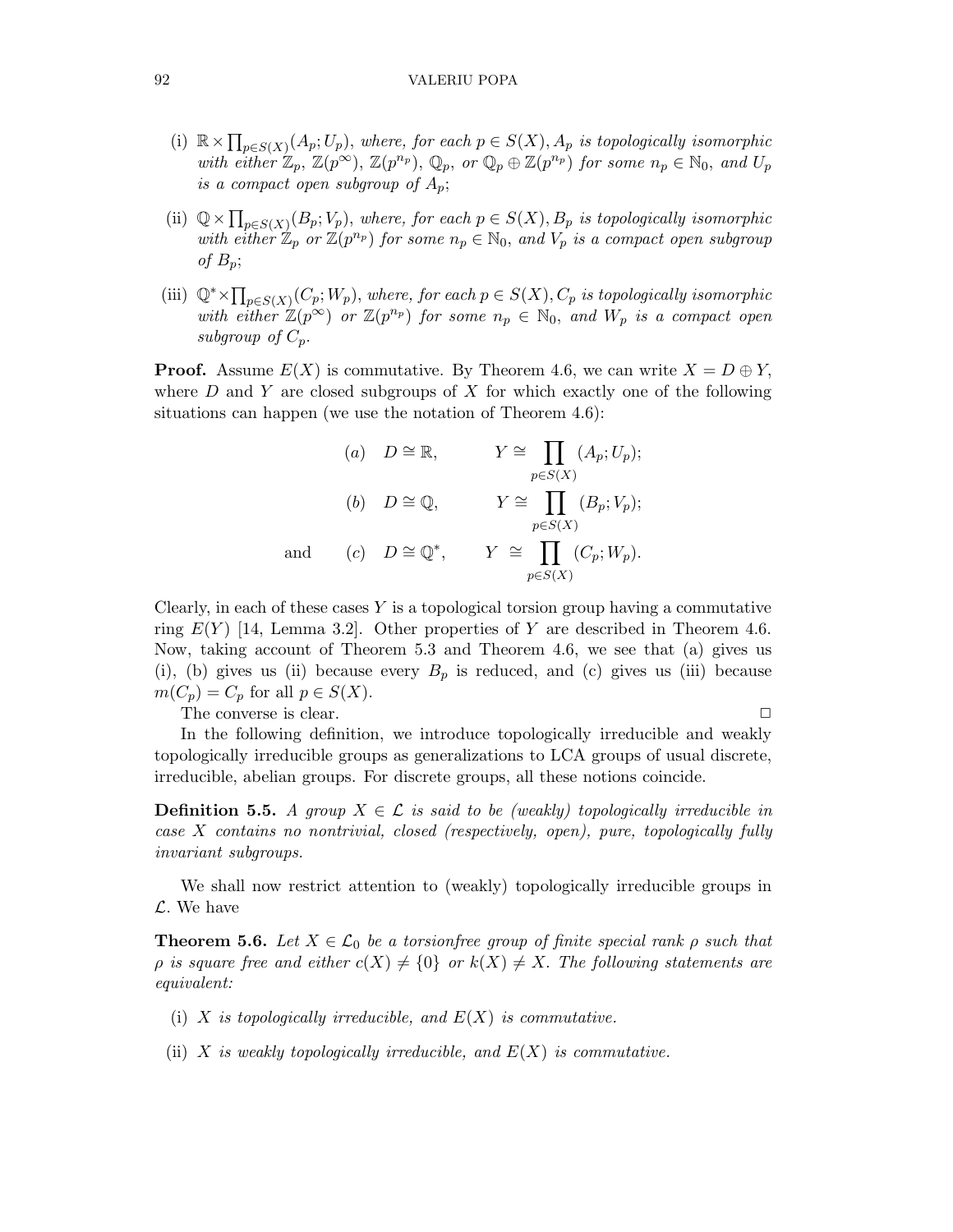(i) $\mathbb{R} \times \prod_{p \in S(X)}(A_p; U_p)$, *where, for each* $p \in S(X), A_p$ *is topologically isomorphic with either* $\mathbb{Z}_p$, $\mathbb{Z}(p^\infty)$, $\mathbb{Z}(p^{n_p})$, $\mathbb{Q}_p$, *or* $\mathbb{Q}_p \oplus \mathbb{Z}(p^{n_p})$ *for some* $n_p \in \mathbb{N}_0$, *and* $U_p$ *is a compact open subgroup of* $A_p$;

(ii) $\mathbb{Q} \times \prod_{p \in S(X)}(B_p; V_p)$, *where, for each* $p \in S(X), B_p$ *is topologically isomorphic with either* $\mathbb{Z}_p$ *or* $\mathbb{Z}(p^{n_p})$ *for some* $n_p \in \mathbb{N}_0$, *and* $V_p$ *is a compact open subgroup of* $B_p$;

(iii) $\mathbb{Q}^* \times \prod_{p \in S(X)}(C_p; W_p)$, *where, for each* $p \in S(X), C_p$ *is topologically isomorphic with either* $\mathbb{Z}(p^\infty)$ *or* $\mathbb{Z}(p^{n_p})$ *for some* $n_p \in \mathbb{N}_0$, *and* $W_p$ *is a compact open subgroup of* $C_p$.

**Proof.** Assume $E(X)$ is commutative. By Theorem 4.6, we can write $X = D \oplus Y$, where $D$ and $Y$ are closed subgroups of $X$ for which exactly one of the following situations can happen (we use the notation of Theorem 4.6):

$$(a) \quad D \cong \mathbb{R}, \qquad Y \cong \prod_{p \in S(X)} (A_p; U_p);$$

$$(b) \quad D \cong \mathbb{Q}, \qquad Y \cong \prod_{p \in S(X)} (B_p; V_p);$$

$$\text{and} \qquad (c) \quad D \cong \mathbb{Q}^*, \qquad Y \cong \prod_{p \in S(X)} (C_p; W_p).$$

Clearly, in each of these cases $Y$ is a topological torsion group having a commutative ring $E(Y)$ [14, Lemma 3.2]. Other properties of $Y$ are described in Theorem 4.6. Now, taking account of Theorem 5.3 and Theorem 4.6, we see that (a) gives us (i), (b) gives us (ii) because every $B_p$ is reduced, and (c) gives us (iii) because $m(C_p) = C_p$ for all $p \in S(X)$.

The converse is clear. $\square$

In the following definition, we introduce topologically irreducible and weakly topologically irreducible groups as generalizations to LCA groups of usual discrete, irreducible, abelian groups. For discrete groups, all these notions coincide.

**Definition 5.5.** *A group* $X \in \mathcal{L}$ *is said to be (weakly) topologically irreducible in case* $X$ *contains no nontrivial, closed (respectively, open), pure, topologically fully invariant subgroups.*

We shall now restrict attention to (weakly) topologically irreducible groups in $\mathcal{L}$. We have

**Theorem 5.6.** *Let* $X \in \mathcal{L}_0$ *be a torsionfree group of finite special rank* $\rho$ *such that* $\rho$ *is square free and either* $c(X) \neq \{0\}$ *or* $k(X) \neq X$. *The following statements are equivalent:*

(i) *$X$ is topologically irreducible, and $E(X)$ is commutative.*

(ii) *$X$ is weakly topologically irreducible, and $E(X)$ is commutative.*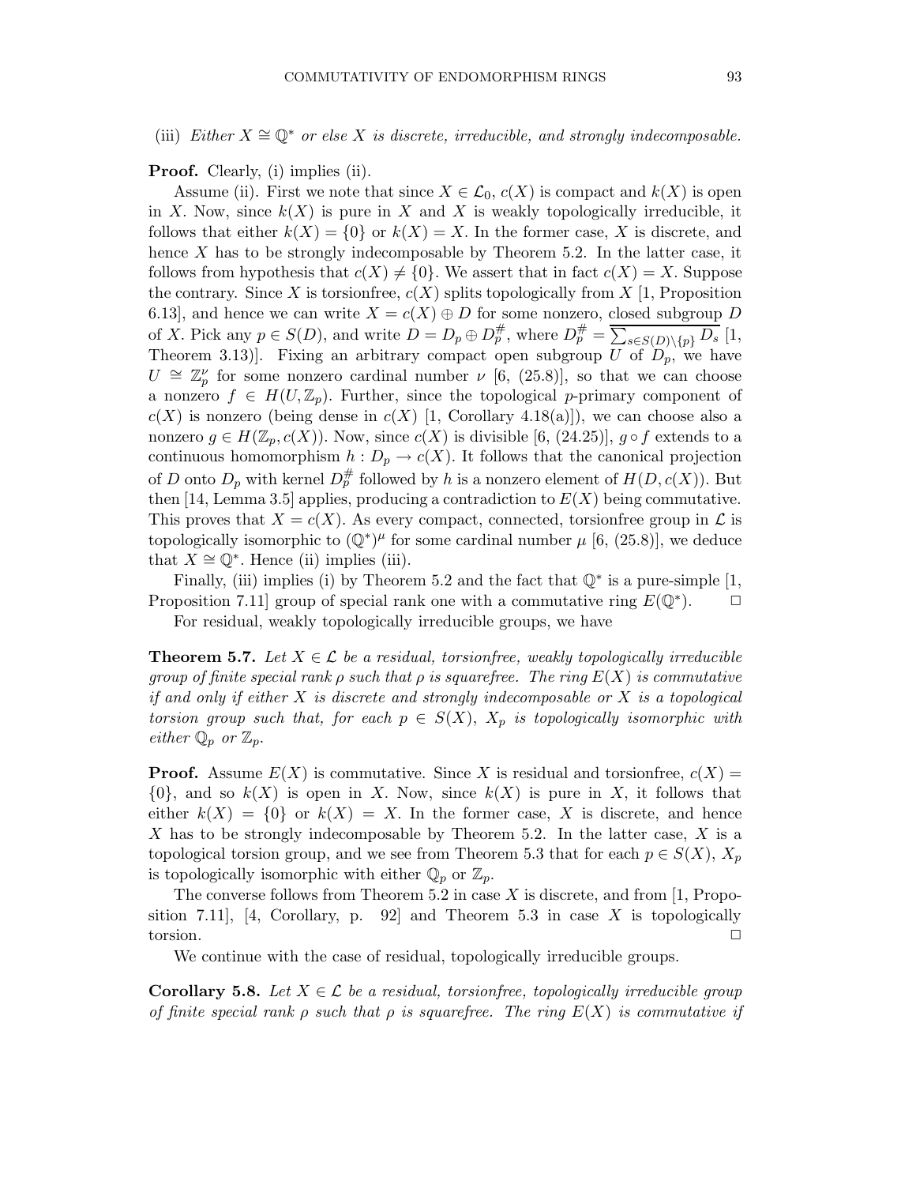(iii) *Either $X \cong \mathbb{Q}^*$ or else $X$ is discrete, irreducible, and strongly indecomposable.*

**Proof.** Clearly, (i) implies (ii).

Assume (ii). First we note that since $X \in \mathcal{L}_0$, $c(X)$ is compact and $k(X)$ is open in $X$. Now, since $k(X)$ is pure in $X$ and $X$ is weakly topologically irreducible, it follows that either $k(X) = \{0\}$ or $k(X) = X$. In the former case, $X$ is discrete, and hence $X$ has to be strongly indecomposable by Theorem 5.2. In the latter case, it follows from hypothesis that $c(X) \neq \{0\}$. We assert that in fact $c(X) = X$. Suppose the contrary. Since $X$ is torsionfree, $c(X)$ splits topologically from $X$ [1, Proposition 6.13], and hence we can write $X = c(X) \oplus D$ for some nonzero, closed subgroup $D$ of $X$. Pick any $p \in S(D)$, and write $D = D_p \oplus D_p^{\#}$, where $D_p^{\#} = \overline{\sum_{s \in S(D) \setminus \{p\}} D_s}$ [1, Theorem 3.13)]. Fixing an arbitrary compact open subgroup $U$ of $D_p$, we have $U \cong \mathbb{Z}_p^{\nu}$ for some nonzero cardinal number $\nu$ [6, (25.8)], so that we can choose a nonzero $f \in H(U, \mathbb{Z}_p)$. Further, since the topological $p$-primary component of $c(X)$ is nonzero (being dense in $c(X)$ [1, Corollary 4.18(a)]), we can choose also a nonzero $g \in H(\mathbb{Z}_p, c(X))$. Now, since $c(X)$ is divisible [6, (24.25)], $g \circ f$ extends to a continuous homomorphism $h : D_p \to c(X)$. It follows that the canonical projection of $D$ onto $D_p$ with kernel $D_p^{\#}$ followed by $h$ is a nonzero element of $H(D, c(X))$. But then [14, Lemma 3.5] applies, producing a contradiction to $E(X)$ being commutative. This proves that $X = c(X)$. As every compact, connected, torsionfree group in $\mathcal{L}$ is topologically isomorphic to $(\mathbb{Q}^*)^{\mu}$ for some cardinal number $\mu$ [6, (25.8)], we deduce that $X \cong \mathbb{Q}^*$. Hence (ii) implies (iii).

Finally, (iii) implies (i) by Theorem 5.2 and the fact that $\mathbb{Q}^*$ is a pure-simple [1, Proposition 7.11] group of special rank one with a commutative ring $E(\mathbb{Q}^*)$. $\square$

For residual, weakly topologically irreducible groups, we have

**Theorem 5.7.** *Let $X \in \mathcal{L}$ be a residual, torsionfree, weakly topologically irreducible group of finite special rank $\rho$ such that $\rho$ is squarefree. The ring $E(X)$ is commutative if and only if either $X$ is discrete and strongly indecomposable or $X$ is a topological torsion group such that, for each $p \in S(X)$, $X_p$ is topologically isomorphic with either $\mathbb{Q}_p$ or $\mathbb{Z}_p$.*

**Proof.** Assume $E(X)$ is commutative. Since $X$ is residual and torsionfree, $c(X) = \{0\}$, and so $k(X)$ is open in $X$. Now, since $k(X)$ is pure in $X$, it follows that either $k(X) = \{0\}$ or $k(X) = X$. In the former case, $X$ is discrete, and hence $X$ has to be strongly indecomposable by Theorem 5.2. In the latter case, $X$ is a topological torsion group, and we see from Theorem 5.3 that for each $p \in S(X)$, $X_p$ is topologically isomorphic with either $\mathbb{Q}_p$ or $\mathbb{Z}_p$.

The converse follows from Theorem 5.2 in case $X$ is discrete, and from [1, Proposition 7.11], [4, Corollary, p. 92] and Theorem 5.3 in case $X$ is topologically torsion. $\square$

We continue with the case of residual, topologically irreducible groups.

**Corollary 5.8.** *Let $X \in \mathcal{L}$ be a residual, torsionfree, topologically irreducible group of finite special rank $\rho$ such that $\rho$ is squarefree. The ring $E(X)$ is commutative if*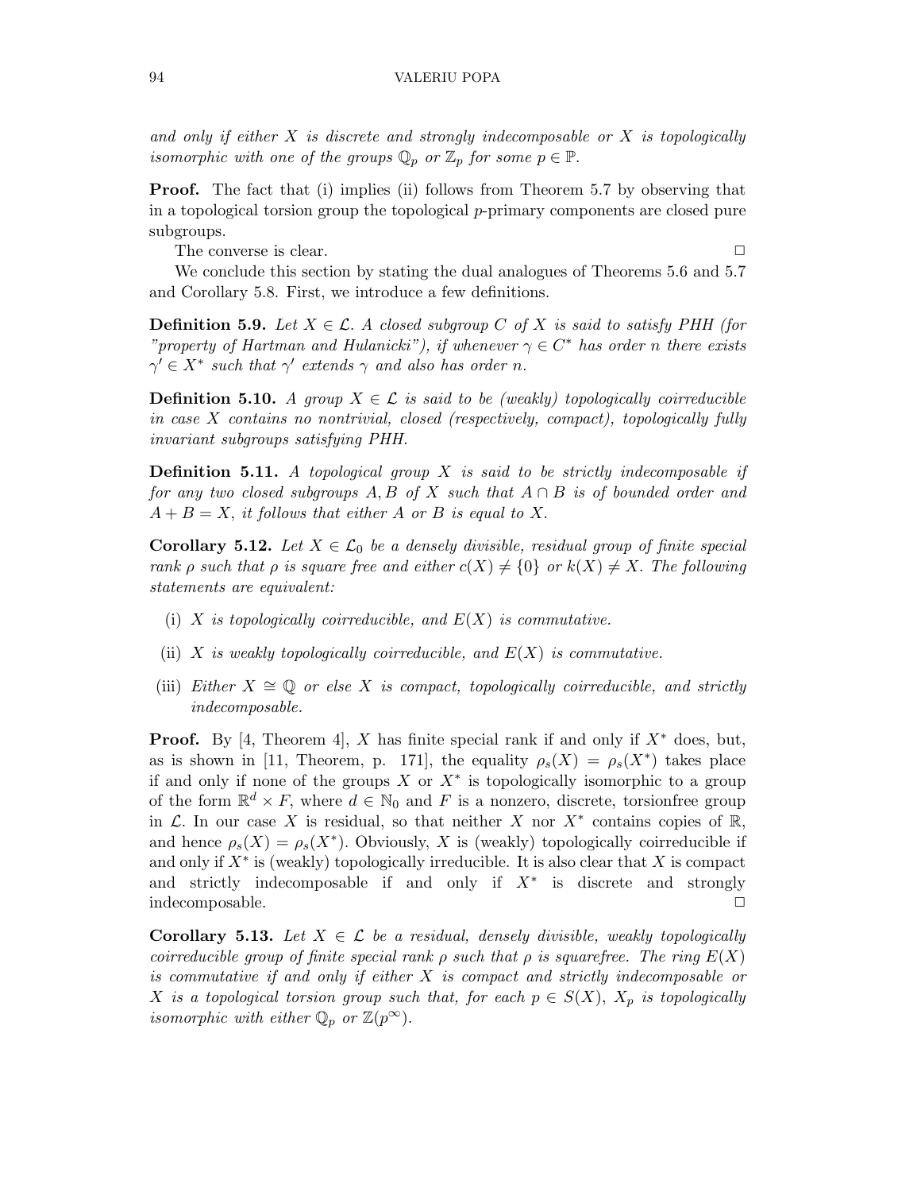*and only if either $X$ is discrete and strongly indecomposable or $X$ is topologically isomorphic with one of the groups $\mathbb{Q}_p$ or $\mathbb{Z}_p$ for some $p \in \mathbb{P}$.*

**Proof.** The fact that (i) implies (ii) follows from Theorem 5.7 by observing that in a topological torsion group the topological $p$-primary components are closed pure subgroups.

The converse is clear. $\square$

We conclude this section by stating the dual analogues of Theorems 5.6 and 5.7 and Corollary 5.8. First, we introduce a few definitions.

**Definition 5.9.** *Let $X \in \mathcal{L}$. A closed subgroup $C$ of $X$ is said to satisfy PHH (for "property of Hartman and Hulanicki"), if whenever $\gamma \in C^*$ has order $n$ there exists $\gamma' \in X^*$ such that $\gamma'$ extends $\gamma$ and also has order $n$.*

**Definition 5.10.** *A group $X \in \mathcal{L}$ is said to be (weakly) topologically coirreducible in case $X$ contains no nontrivial, closed (respectively, compact), topologically fully invariant subgroups satisfying PHH.*

**Definition 5.11.** *A topological group $X$ is said to be strictly indecomposable if for any two closed subgroups $A, B$ of $X$ such that $A \cap B$ is of bounded order and $A + B = X$, it follows that either $A$ or $B$ is equal to $X$.*

**Corollary 5.12.** *Let $X \in \mathcal{L}_0$ be a densely divisible, residual group of finite special rank $\rho$ such that $\rho$ is square free and either $c(X) \neq \{0\}$ or $k(X) \neq X$. The following statements are equivalent:*

- (i) *$X$ is topologically coirreducible, and $E(X)$ is commutative.*
- (ii) *$X$ is weakly topologically coirreducible, and $E(X)$ is commutative.*
- (iii) *Either $X \cong \mathbb{Q}$ or else $X$ is compact, topologically coirreducible, and strictly indecomposable.*

**Proof.** By [4, Theorem 4], $X$ has finite special rank if and only if $X^*$ does, but, as is shown in [11, Theorem, p. 171], the equality $\rho_s(X) = \rho_s(X^*)$ takes place if and only if none of the groups $X$ or $X^*$ is topologically isomorphic to a group of the form $\mathbb{R}^d \times F$, where $d \in \mathbb{N}_0$ and $F$ is a nonzero, discrete, torsionfree group in $\mathcal{L}$. In our case $X$ is residual, so that neither $X$ nor $X^*$ contains copies of $\mathbb{R}$, and hence $\rho_s(X) = \rho_s(X^*)$. Obviously, $X$ is (weakly) topologically coirreducible if and only if $X^*$ is (weakly) topologically irreducible. It is also clear that $X$ is compact and strictly indecomposable if and only if $X^*$ is discrete and strongly indecomposable. $\square$

**Corollary 5.13.** *Let $X \in \mathcal{L}$ be a residual, densely divisible, weakly topologically coirreducible group of finite special rank $\rho$ such that $\rho$ is squarefree. The ring $E(X)$ is commutative if and only if either $X$ is compact and strictly indecomposable or $X$ is a topological torsion group such that, for each $p \in S(X)$, $X_p$ is topologically isomorphic with either $\mathbb{Q}_p$ or $\mathbb{Z}(p^\infty)$.*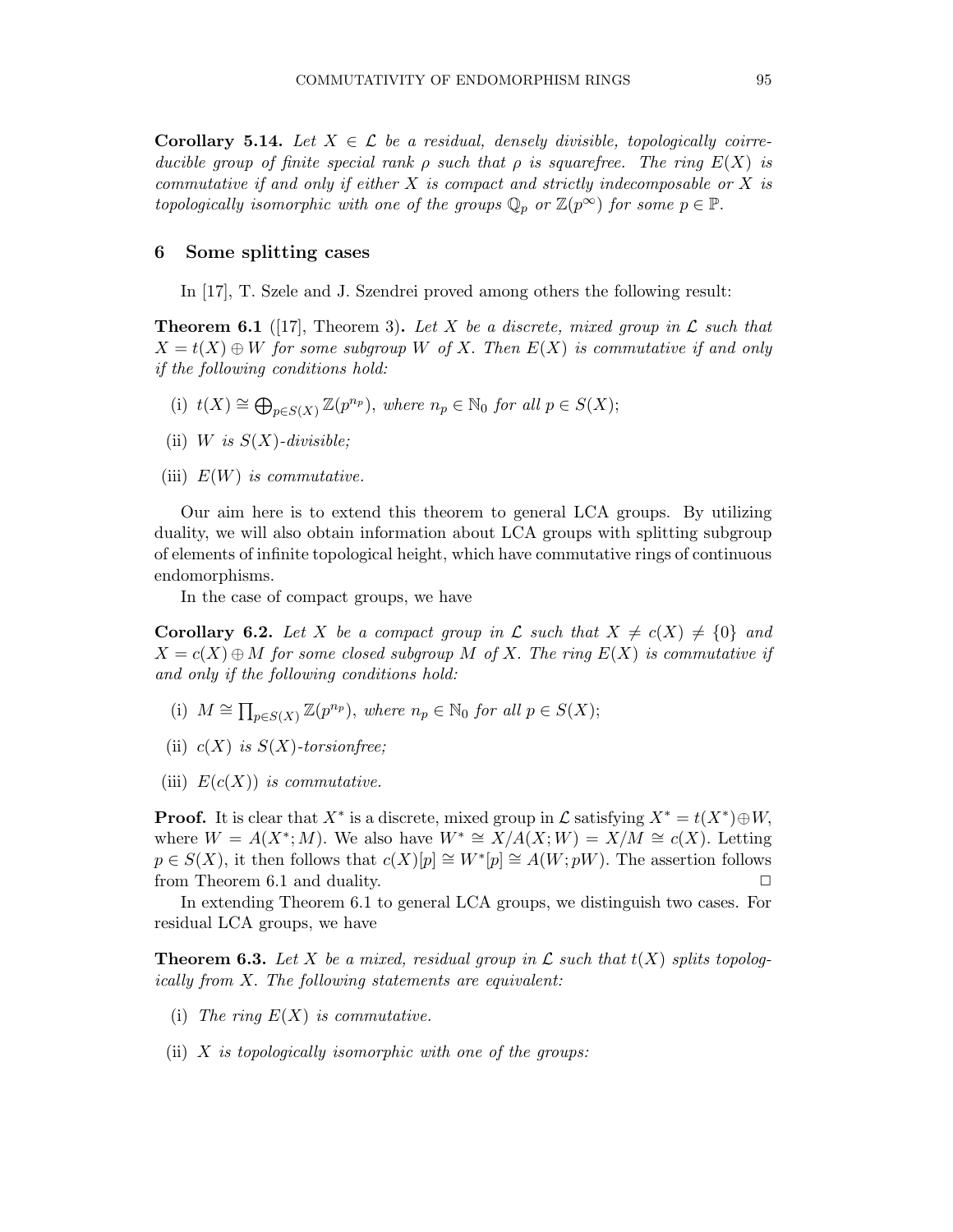**Corollary 5.14.** *Let $X \in \mathcal{L}$ be a residual, densely divisible, topologically coirreducible group of finite special rank $\rho$ such that $\rho$ is squarefree. The ring $E(X)$ is commutative if and only if either $X$ is compact and strictly indecomposable or $X$ is topologically isomorphic with one of the groups $\mathbb{Q}_p$ or $\mathbb{Z}(p^\infty)$ for some $p \in \mathbb{P}$.*

## 6 Some splitting cases

In [17], T. Szele and J. Szendrei proved among others the following result:

**Theorem 6.1** ([17], Theorem 3)**.** *Let $X$ be a discrete, mixed group in $\mathcal{L}$ such that $X = t(X) \oplus W$ for some subgroup $W$ of $X$. Then $E(X)$ is commutative if and only if the following conditions hold:*

- (i) *$t(X) \cong \bigoplus_{p \in S(X)} \mathbb{Z}(p^{n_p})$, where $n_p \in \mathbb{N}_0$ for all $p \in S(X)$;*
- (ii) *$W$ is $S(X)$-divisible;*
- (iii) *$E(W)$ is commutative.*

Our aim here is to extend this theorem to general LCA groups. By utilizing duality, we will also obtain information about LCA groups with splitting subgroup of elements of infinite topological height, which have commutative rings of continuous endomorphisms.

In the case of compact groups, we have

**Corollary 6.2.** *Let $X$ be a compact group in $\mathcal{L}$ such that $X \neq c(X) \neq \{0\}$ and $X = c(X) \oplus M$ for some closed subgroup $M$ of $X$. The ring $E(X)$ is commutative if and only if the following conditions hold:*

- (i) *$M \cong \prod_{p \in S(X)} \mathbb{Z}(p^{n_p})$, where $n_p \in \mathbb{N}_0$ for all $p \in S(X)$;*
- (ii) *$c(X)$ is $S(X)$-torsionfree;*
- (iii) *$E(c(X))$ is commutative.*

**Proof.** It is clear that $X^*$ is a discrete, mixed group in $\mathcal{L}$ satisfying $X^* = t(X^*) \oplus W$, where $W = A(X^*; M)$. We also have $W^* \cong X/A(X; W) = X/M \cong c(X)$. Letting $p \in S(X)$, it then follows that $c(X)[p] \cong W^*[p] \cong A(W; pW)$. The assertion follows from Theorem 6.1 and duality. $\square$

In extending Theorem 6.1 to general LCA groups, we distinguish two cases. For residual LCA groups, we have

**Theorem 6.3.** *Let $X$ be a mixed, residual group in $\mathcal{L}$ such that $t(X)$ splits topologically from $X$. The following statements are equivalent:*

- (i) *The ring $E(X)$ is commutative.*
- (ii) *$X$ is topologically isomorphic with one of the groups:*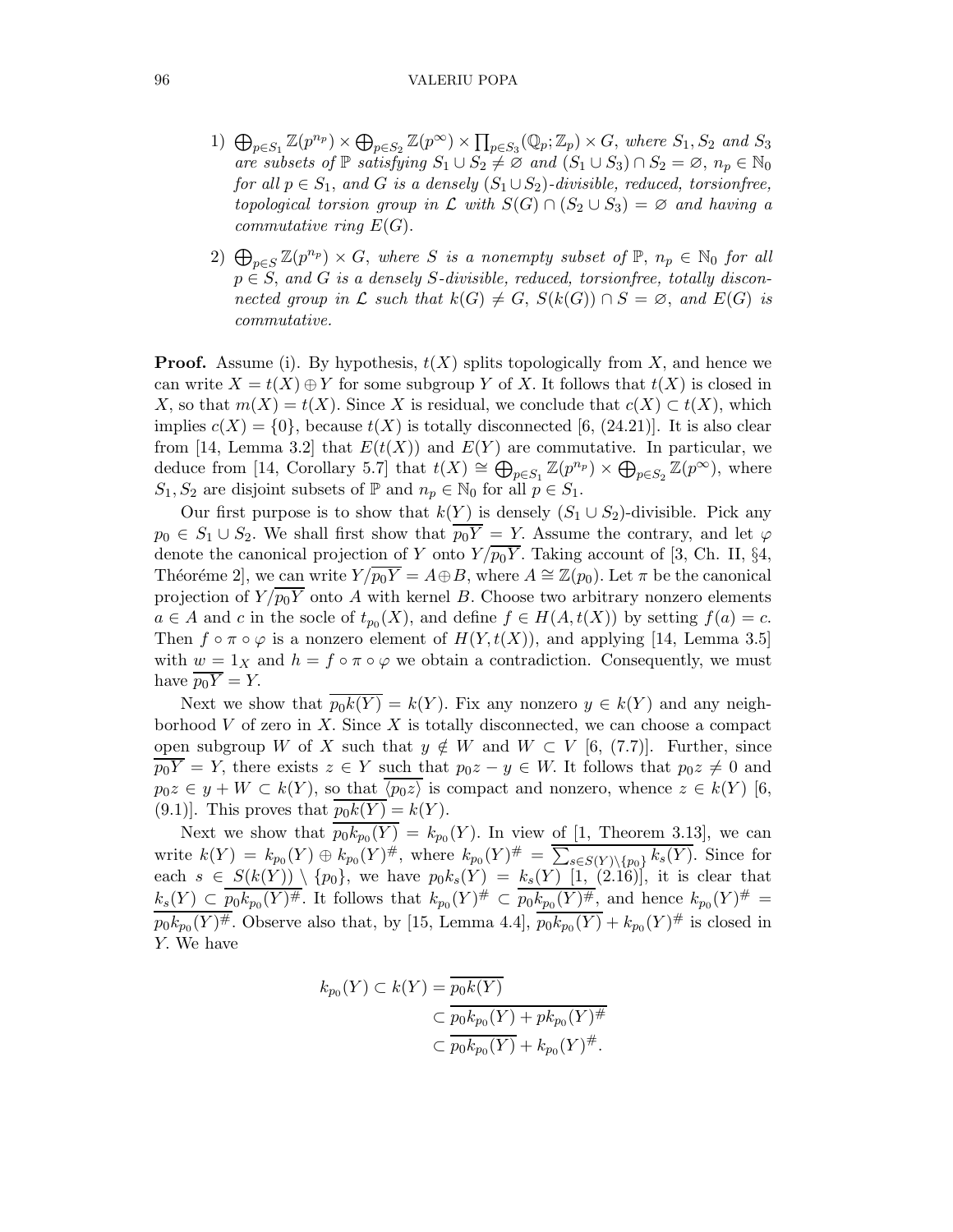1) $\bigoplus_{p\in S_1} \mathbb{Z}(p^{n_p}) \times \bigoplus_{p\in S_2} \mathbb{Z}(p^\infty) \times \prod_{p\in S_3} (\mathbb{Q}_p; \mathbb{Z}_p) \times G$, *where* $S_1, S_2$ *and* $S_3$ *are subsets of* $\mathbb{P}$ *satisfying* $S_1 \cup S_2 \neq \varnothing$ *and* $(S_1 \cup S_3) \cap S_2 = \varnothing$, $n_p \in \mathbb{N}_0$ *for all* $p \in S_1$, *and* $G$ *is a densely* $(S_1 \cup S_2)$*-divisible, reduced, torsionfree, topological torsion group in* $\mathcal{L}$ *with* $S(G) \cap (S_2 \cup S_3) = \varnothing$ *and having a commutative ring* $E(G)$.

2) $\bigoplus_{p\in S} \mathbb{Z}(p^{n_p}) \times G$, *where* $S$ *is a nonempty subset of* $\mathbb{P}$, $n_p \in \mathbb{N}_0$ *for all* $p \in S$, *and* $G$ *is a densely* $S$*-divisible, reduced, torsionfree, totally disconnected group in* $\mathcal{L}$ *such that* $k(G) \neq G$, $S(k(G)) \cap S = \varnothing$, *and* $E(G)$ *is commutative.*

**Proof.** Assume (i). By hypothesis, $t(X)$ splits topologically from $X$, and hence we can write $X = t(X) \oplus Y$ for some subgroup $Y$ of $X$. It follows that $t(X)$ is closed in $X$, so that $m(X) = t(X)$. Since $X$ is residual, we conclude that $c(X) \subset t(X)$, which implies $c(X) = \{0\}$, because $t(X)$ is totally disconnected [6, (24.21)]. It is also clear from [14, Lemma 3.2] that $E(t(X))$ and $E(Y)$ are commutative. In particular, we deduce from [14, Corollary 5.7] that $t(X) \cong \bigoplus_{p\in S_1} \mathbb{Z}(p^{n_p}) \times \bigoplus_{p\in S_2} \mathbb{Z}(p^\infty)$, where $S_1, S_2$ are disjoint subsets of $\mathbb{P}$ and $n_p \in \mathbb{N}_0$ for all $p \in S_1$.

Our first purpose is to show that $k(Y)$ is densely $(S_1 \cup S_2)$-divisible. Pick any $p_0 \in S_1 \cup S_2$. We shall first show that $\overline{p_0 Y} = Y$. Assume the contrary, and let $\varphi$ denote the canonical projection of $Y$ onto $Y/\overline{p_0 Y}$. Taking account of [3, Ch. II, §4, Théoréme 2], we can write $Y/\overline{p_0 Y} = A \oplus B$, where $A \cong \mathbb{Z}(p_0)$. Let $\pi$ be the canonical projection of $Y/\overline{p_0 Y}$ onto $A$ with kernel $B$. Choose two arbitrary nonzero elements $a \in A$ and $c$ in the socle of $t_{p_0}(X)$, and define $f \in H(A, t(X))$ by setting $f(a) = c$. Then $f \circ \pi \circ \varphi$ is a nonzero element of $H(Y, t(X))$, and applying [14, Lemma 3.5] with $w = 1_X$ and $h = f \circ \pi \circ \varphi$ we obtain a contradiction. Consequently, we must have $\overline{p_0 Y} = Y$.

Next we show that $\overline{p_0 k(Y)} = k(Y)$. Fix any nonzero $y \in k(Y)$ and any neighborhood $V$ of zero in $X$. Since $X$ is totally disconnected, we can choose a compact open subgroup $W$ of $X$ such that $y \notin W$ and $W \subset V$ [6, (7.7)]. Further, since $\overline{p_0 Y} = Y$, there exists $z \in Y$ such that $p_0 z - y \in W$. It follows that $p_0 z \neq 0$ and $p_0 z \in y + W \subset k(Y)$, so that $\overline{\langle p_0 z\rangle}$ is compact and nonzero, whence $z \in k(Y)$ [6, (9.1)]. This proves that $\overline{p_0 k(Y)} = k(Y)$.

Next we show that $\overline{p_0 k_{p_0}(Y)} = k_{p_0}(Y)$. In view of [1, Theorem 3.13], we can write $k(Y) = k_{p_0}(Y) \oplus k_{p_0}(Y)^\#$, where $k_{p_0}(Y)^\# = \overline{\sum_{s\in S(Y)\setminus\{p_0\}} k_s(Y)}$. Since for each $s \in S(k(Y)) \setminus \{p_0\}$, we have $p_0 k_s(Y) = k_s(Y)$ [1, (2.16)], it is clear that $k_s(Y) \subset \overline{p_0 k_{p_0}(Y)^\#}$. It follows that $k_{p_0}(Y)^\# \subset \overline{p_0 k_{p_0}(Y)^\#}$, and hence $k_{p_0}(Y)^\# = \overline{p_0 k_{p_0}(Y)^\#}$. Observe also that, by [15, Lemma 4.4], $\overline{p_0 k_{p_0}(Y)} + k_{p_0}(Y)^\#$ is closed in $Y$. We have

$$
\begin{aligned}
k_{p_0}(Y) \subset k(Y) &= \overline{p_0 k(Y)} \\
&\subset \overline{p_0 k_{p_0}(Y) + p k_{p_0}(Y)^\#} \\
&\subset \overline{p_0 k_{p_0}(Y)} + k_{p_0}(Y)^\#.
\end{aligned}
$$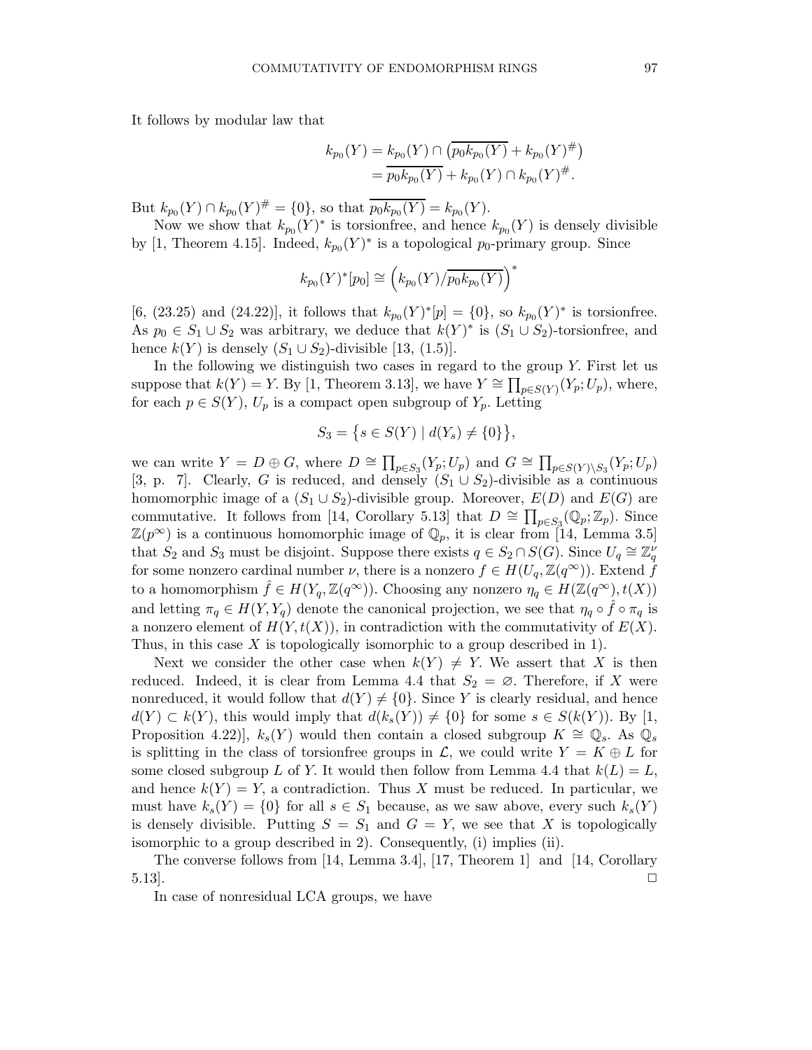It follows by modular law that

$$\begin{aligned} k_{p_0}(Y) &= k_{p_0}(Y) \cap \big(\overline{p_0 k_{p_0}(Y)} + k_{p_0}(Y)^{\#}\big) \\ &= \overline{p_0 k_{p_0}(Y)} + k_{p_0}(Y) \cap k_{p_0}(Y)^{\#}. \end{aligned}$$

But $k_{p_0}(Y) \cap k_{p_0}(Y)^{\#} = \{0\}$, so that $\overline{p_0 k_{p_0}(Y)} = k_{p_0}(Y)$.

Now we show that $k_{p_0}(Y)^*$ is torsionfree, and hence $k_{p_0}(Y)$ is densely divisible by [1, Theorem 4.15]. Indeed, $k_{p_0}(Y)^*$ is a topological $p_0$-primary group. Since

$$k_{p_0}(Y)^*[p_0] \cong \Big(k_{p_0}(Y)/\overline{p_0 k_{p_0}(Y)}\Big)^*$$

[6, (23.25) and (24.22)], it follows that $k_{p_0}(Y)^*[p] = \{0\}$, so $k_{p_0}(Y)^*$ is torsionfree. As $p_0 \in S_1 \cup S_2$ was arbitrary, we deduce that $k(Y)^*$ is $(S_1 \cup S_2)$-torsionfree, and hence $k(Y)$ is densely $(S_1 \cup S_2)$-divisible [13, (1.5)].

In the following we distinguish two cases in regard to the group $Y$. First let us suppose that $k(Y) = Y$. By [1, Theorem 3.13], we have $Y \cong \prod_{p \in S(Y)}(Y_p; U_p)$, where, for each $p \in S(Y)$, $U_p$ is a compact open subgroup of $Y_p$. Letting

$$S_3 = \big\{ s \in S(Y) \mid d(Y_s) \neq \{0\} \big\},$$

we can write $Y = D \oplus G$, where $D \cong \prod_{p \in S_3}(Y_p; U_p)$ and $G \cong \prod_{p \in S(Y) \setminus S_3}(Y_p; U_p)$ [3, p. 7]. Clearly, $G$ is reduced, and densely $(S_1 \cup S_2)$-divisible as a continuous homomorphic image of a $(S_1 \cup S_2)$-divisible group. Moreover, $E(D)$ and $E(G)$ are commutative. It follows from [14, Corollary 5.13] that $D \cong \prod_{p \in S_3}(\mathbb{Q}_p; \mathbb{Z}_p)$. Since $\mathbb{Z}(p^\infty)$ is a continuous homomorphic image of $\mathbb{Q}_p$, it is clear from [14, Lemma 3.5] that $S_2$ and $S_3$ must be disjoint. Suppose there exists $q \in S_2 \cap S(G)$. Since $U_q \cong \mathbb{Z}_q^\nu$ for some nonzero cardinal number $\nu$, there is a nonzero $f \in H(U_q, \mathbb{Z}(q^\infty))$. Extend $f$ to a homomorphism $\hat{f} \in H(Y_q, \mathbb{Z}(q^\infty))$. Choosing any nonzero $\eta_q \in H(\mathbb{Z}(q^\infty), t(X))$ and letting $\pi_q \in H(Y, Y_q)$ denote the canonical projection, we see that $\eta_q \circ \hat{f} \circ \pi_q$ is a nonzero element of $H(Y, t(X))$, in contradiction with the commutativity of $E(X)$. Thus, in this case $X$ is topologically isomorphic to a group described in 1).

Next we consider the other case when $k(Y) \neq Y$. We assert that $X$ is then reduced. Indeed, it is clear from Lemma 4.4 that $S_2 = \varnothing$. Therefore, if $X$ were nonreduced, it would follow that $d(Y) \neq \{0\}$. Since $Y$ is clearly residual, and hence $d(Y) \subset k(Y)$, this would imply that $d(k_s(Y)) \neq \{0\}$ for some $s \in S(k(Y))$. By [1, Proposition 4.22)], $k_s(Y)$ would then contain a closed subgroup $K \cong \mathbb{Q}_s$. As $\mathbb{Q}_s$ is splitting in the class of torsionfree groups in $\mathcal{L}$, we could write $Y = K \oplus L$ for some closed subgroup $L$ of $Y$. It would then follow from Lemma 4.4 that $k(L) = L$, and hence $k(Y) = Y$, a contradiction. Thus $X$ must be reduced. In particular, we must have $k_s(Y) = \{0\}$ for all $s \in S_1$ because, as we saw above, every such $k_s(Y)$ is densely divisible. Putting $S = S_1$ and $G = Y$, we see that $X$ is topologically isomorphic to a group described in 2). Consequently, (i) implies (ii).

The converse follows from [14, Lemma 3.4], [17, Theorem 1] and [14, Corollary 5.13]. □

In case of nonresidual LCA groups, we have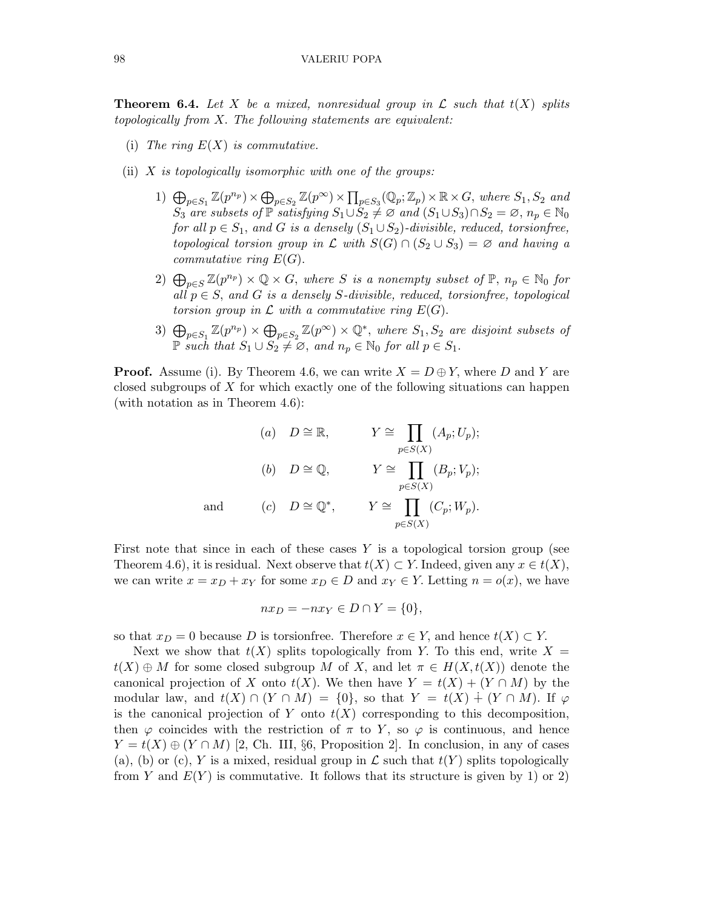**Theorem 6.4.** *Let $X$ be a mixed, nonresidual group in $\mathcal{L}$ such that $t(X)$ splits topologically from $X$. The following statements are equivalent:*

(i) *The ring $E(X)$ is commutative.*

(ii) *$X$ is topologically isomorphic with one of the groups:*

1) $\bigoplus_{p \in S_1} \mathbb{Z}(p^{n_p}) \times \bigoplus_{p \in S_2} \mathbb{Z}(p^{\infty}) \times \prod_{p \in S_3} (\mathbb{Q}_p; \mathbb{Z}_p) \times \mathbb{R} \times G$, *where $S_1, S_2$ and $S_3$ are subsets of $\mathbb{P}$ satisfying $S_1 \cup S_2 \neq \varnothing$ and $(S_1 \cup S_3) \cap S_2 = \varnothing$, $n_p \in \mathbb{N}_0$ for all $p \in S_1$, and $G$ is a densely $(S_1 \cup S_2)$-divisible, reduced, torsionfree, topological torsion group in $\mathcal{L}$ with $S(G) \cap (S_2 \cup S_3) = \varnothing$ and having a commutative ring $E(G)$.*

2) $\bigoplus_{p \in S} \mathbb{Z}(p^{n_p}) \times \mathbb{Q} \times G$, *where $S$ is a nonempty subset of $\mathbb{P}$, $n_p \in \mathbb{N}_0$ for all $p \in S$, and $G$ is a densely $S$-divisible, reduced, torsionfree, topological torsion group in $\mathcal{L}$ with a commutative ring $E(G)$.*

3) $\bigoplus_{p \in S_1} \mathbb{Z}(p^{n_p}) \times \bigoplus_{p \in S_2} \mathbb{Z}(p^{\infty}) \times \mathbb{Q}^*$, *where $S_1, S_2$ are disjoint subsets of $\mathbb{P}$ such that $S_1 \cup S_2 \neq \varnothing$, and $n_p \in \mathbb{N}_0$ for all $p \in S_1$.*

**Proof.** Assume (i). By Theorem 4.6, we can write $X = D \oplus Y$, where $D$ and $Y$ are closed subgroups of $X$ for which exactly one of the following situations can happen (with notation as in Theorem 4.6):

$$
\begin{aligned}
&(a) \quad D \cong \mathbb{R}, \qquad Y \cong \prod_{p \in S(X)} (A_p; U_p);\\
&(b) \quad D \cong \mathbb{Q}, \qquad Y \cong \prod_{p \in S(X)} (B_p; V_p);\\
\text{and} \qquad &(c) \quad D \cong \mathbb{Q}^*, \qquad Y \cong \prod_{p \in S(X)} (C_p; W_p).
\end{aligned}
$$

First note that since in each of these cases $Y$ is a topological torsion group (see Theorem 4.6), it is residual. Next observe that $t(X) \subset Y$. Indeed, given any $x \in t(X)$, we can write $x = x_D + x_Y$ for some $x_D \in D$ and $x_Y \in Y$. Letting $n = o(x)$, we have

$$nx_D = -nx_Y \in D \cap Y = \{0\},$$

so that $x_D = 0$ because $D$ is torsionfree. Therefore $x \in Y$, and hence $t(X) \subset Y$.

Next we show that $t(X)$ splits topologically from $Y$. To this end, write $X = t(X) \oplus M$ for some closed subgroup $M$ of $X$, and let $\pi \in H(X, t(X))$ denote the canonical projection of $X$ onto $t(X)$. We then have $Y = t(X) + (Y \cap M)$ by the modular law, and $t(X) \cap (Y \cap M) = \{0\}$, so that $Y = t(X) \dotplus (Y \cap M)$. If $\varphi$ is the canonical projection of $Y$ onto $t(X)$ corresponding to this decomposition, then $\varphi$ coincides with the restriction of $\pi$ to $Y$, so $\varphi$ is continuous, and hence $Y = t(X) \oplus (Y \cap M)$ [2, Ch. III, §6, Proposition 2]. In conclusion, in any of cases (a), (b) or (c), $Y$ is a mixed, residual group in $\mathcal{L}$ such that $t(Y)$ splits topologically from $Y$ and $E(Y)$ is commutative. It follows that its structure is given by 1) or 2)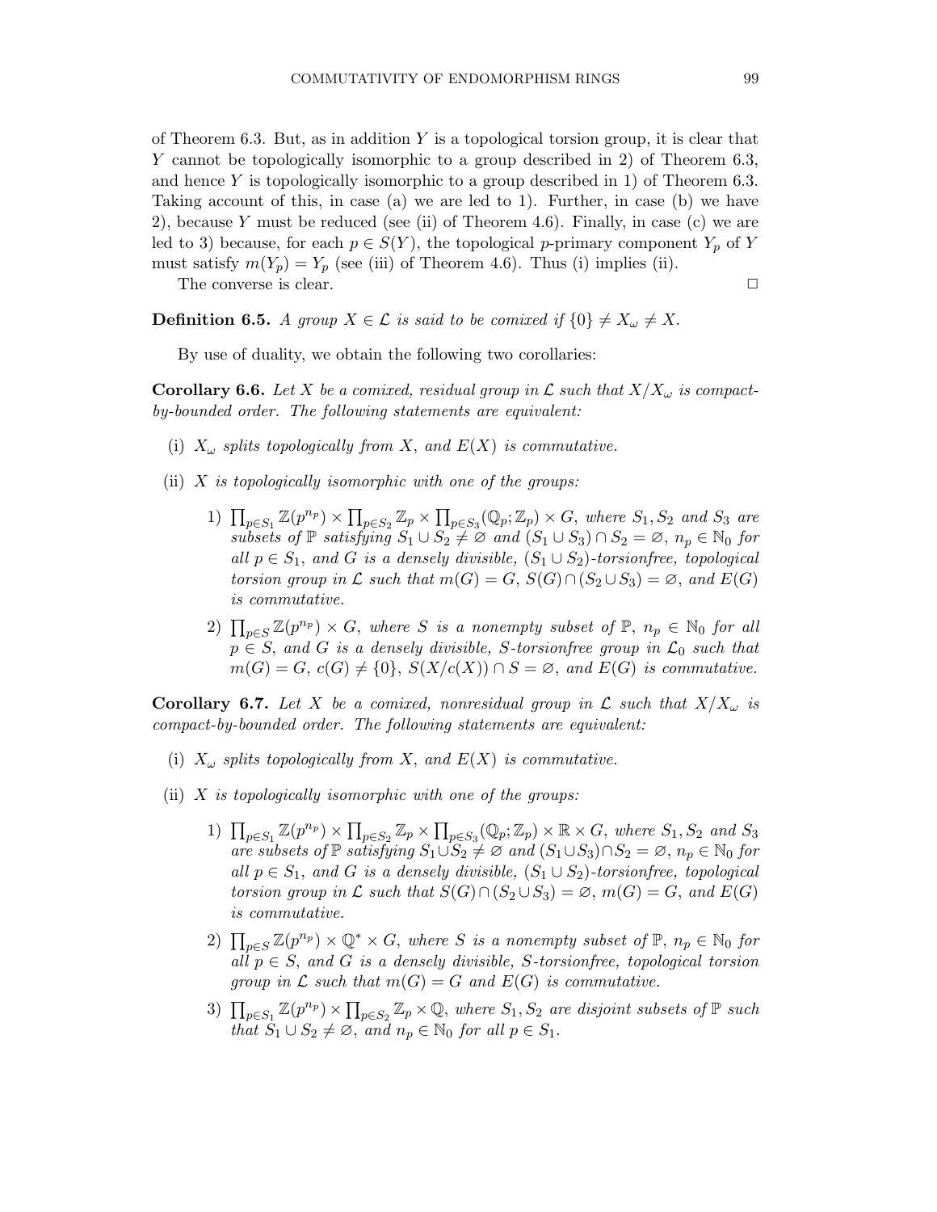of Theorem 6.3. But, as in addition $Y$ is a topological torsion group, it is clear that $Y$ cannot be topologically isomorphic to a group described in 2) of Theorem 6.3, and hence $Y$ is topologically isomorphic to a group described in 1) of Theorem 6.3. Taking account of this, in case (a) we are led to 1). Further, in case (b) we have 2), because $Y$ must be reduced (see (ii) of Theorem 4.6). Finally, in case (c) we are led to 3) because, for each $p \in S(Y)$, the topological $p$-primary component $Y_p$ of $Y$ must satisfy $m(Y_p) = Y_p$ (see (iii) of Theorem 4.6). Thus (i) implies (ii).

The converse is clear. $\square$

**Definition 6.5.** *A group $X \in \mathcal{L}$ is said to be comixed if $\{0\} \neq X_\omega \neq X$.*

By use of duality, we obtain the following two corollaries:

**Corollary 6.6.** *Let $X$ be a comixed, residual group in $\mathcal{L}$ such that $X/X_\omega$ is compact-by-bounded order. The following statements are equivalent:*

- (i) *$X_\omega$ splits topologically from $X$, and $E(X)$ is commutative.*
- (ii) *$X$ is topologically isomorphic with one of the groups:*
  1) *$\prod_{p\in S_1} \mathbb{Z}(p^{n_p}) \times \prod_{p\in S_2} \mathbb{Z}_p \times \prod_{p\in S_3} (\mathbb{Q}_p; \mathbb{Z}_p) \times G$, where $S_1, S_2$ and $S_3$ are subsets of $\mathbb{P}$ satisfying $S_1 \cup S_2 \neq \varnothing$ and $(S_1 \cup S_3) \cap S_2 = \varnothing$, $n_p \in \mathbb{N}_0$ for all $p \in S_1$, and $G$ is a densely divisible, $(S_1 \cup S_2)$-torsionfree, topological torsion group in $\mathcal{L}$ such that $m(G) = G$, $S(G) \cap (S_2 \cup S_3) = \varnothing$, and $E(G)$ is commutative.*
  2) *$\prod_{p\in S} \mathbb{Z}(p^{n_p}) \times G$, where $S$ is a nonempty subset of $\mathbb{P}$, $n_p \in \mathbb{N}_0$ for all $p \in S$, and $G$ is a densely divisible, $S$-torsionfree group in $\mathcal{L}_0$ such that $m(G) = G$, $c(G) \neq \{0\}$, $S(X/c(X)) \cap S = \varnothing$, and $E(G)$ is commutative.*

**Corollary 6.7.** *Let $X$ be a comixed, nonresidual group in $\mathcal{L}$ such that $X/X_\omega$ is compact-by-bounded order. The following statements are equivalent:*

- (i) *$X_\omega$ splits topologically from $X$, and $E(X)$ is commutative.*
- (ii) *$X$ is topologically isomorphic with one of the groups:*
  1) *$\prod_{p\in S_1} \mathbb{Z}(p^{n_p}) \times \prod_{p\in S_2} \mathbb{Z}_p \times \prod_{p\in S_3} (\mathbb{Q}_p; \mathbb{Z}_p) \times \mathbb{R} \times G$, where $S_1, S_2$ and $S_3$ are subsets of $\mathbb{P}$ satisfying $S_1 \cup S_2 \neq \varnothing$ and $(S_1 \cup S_3) \cap S_2 = \varnothing$, $n_p \in \mathbb{N}_0$ for all $p \in S_1$, and $G$ is a densely divisible, $(S_1 \cup S_2)$-torsionfree, topological torsion group in $\mathcal{L}$ such that $S(G) \cap (S_2 \cup S_3) = \varnothing$, $m(G) = G$, and $E(G)$ is commutative.*
  2) *$\prod_{p\in S} \mathbb{Z}(p^{n_p}) \times \mathbb{Q}^* \times G$, where $S$ is a nonempty subset of $\mathbb{P}$, $n_p \in \mathbb{N}_0$ for all $p \in S$, and $G$ is a densely divisible, $S$-torsionfree, topological torsion group in $\mathcal{L}$ such that $m(G) = G$ and $E(G)$ is commutative.*
  3) *$\prod_{p\in S_1} \mathbb{Z}(p^{n_p}) \times \prod_{p\in S_2} \mathbb{Z}_p \times \mathbb{Q}$, where $S_1, S_2$ are disjoint subsets of $\mathbb{P}$ such that $S_1 \cup S_2 \neq \varnothing$, and $n_p \in \mathbb{N}_0$ for all $p \in S_1$.*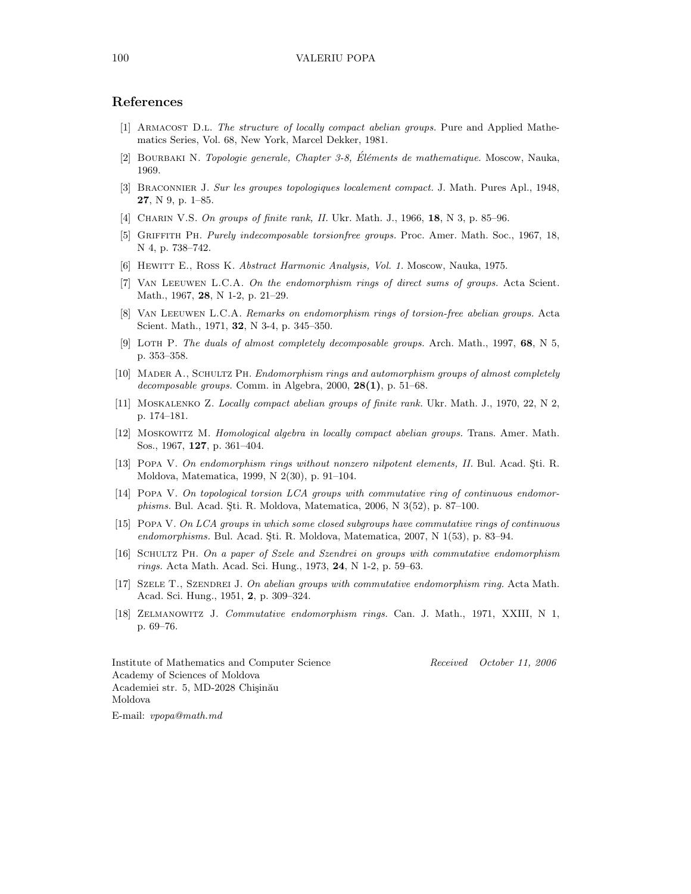## References

[1] Armacost D.L. *The structure of locally compact abelian groups.* Pure and Applied Mathematics Series, Vol. 68, New York, Marcel Dekker, 1981.

[2] Bourbaki N. *Topologie generale, Chapter 3-8, Éléments de mathematique.* Moscow, Nauka, 1969.

[3] Braconnier J. *Sur les groupes topologiques localement compact.* J. Math. Pures Apl., 1948, **27**, N 9, p. 1–85.

[4] Charin V.S. *On groups of finite rank, II.* Ukr. Math. J., 1966, **18**, N 3, p. 85–96.

[5] Griffith Ph. *Purely indecomposable torsionfree groups.* Proc. Amer. Math. Soc., 1967, 18, N 4, p. 738–742.

[6] Hewitt E., Ross K. *Abstract Harmonic Analysis, Vol. 1.* Moscow, Nauka, 1975.

[7] Van Leeuwen L.C.A. *On the endomorphism rings of direct sums of groups.* Acta Scient. Math., 1967, **28**, N 1-2, p. 21–29.

[8] Van Leeuwen L.C.A. *Remarks on endomorphism rings of torsion-free abelian groups.* Acta Scient. Math., 1971, **32**, N 3-4, p. 345–350.

[9] Loth P. *The duals of almost completely decomposable groups.* Arch. Math., 1997, **68**, N 5, p. 353–358.

[10] Mader A., Schultz Ph. *Endomorphism rings and automorphism groups of almost completely decomposable groups.* Comm. in Algebra, 2000, **28(1)**, p. 51–68.

[11] Moskalenko Z. *Locally compact abelian groups of finite rank.* Ukr. Math. J., 1970, 22, N 2, p. 174–181.

[12] Moskowitz M. *Homological algebra in locally compact abelian groups.* Trans. Amer. Math. Sos., 1967, **127**, p. 361–404.

[13] Popa V. *On endomorphism rings without nonzero nilpotent elements, II.* Bul. Acad. Ştі. R. Moldova, Matematica, 1999, N 2(30), p. 91–104.

[14] Popa V. *On topological torsion LCA groups with commutative ring of continuous endomorphisms.* Bul. Acad. Ştі. R. Moldova, Matematica, 2006, N 3(52), p. 87–100.

[15] Popa V. *On LCA groups in which some closed subgroups have commutative rings of continuous endomorphisms.* Bul. Acad. Ştі. R. Moldova, Matematica, 2007, N 1(53), p. 83–94.

[16] Schultz Ph. *On a paper of Szele and Szendrei on groups with commutative endomorphism rings.* Acta Math. Acad. Sci. Hung., 1973, **24**, N 1-2, p. 59–63.

[17] Szele T., Szendrei J. *On abelian groups with commutative endomorphism ring.* Acta Math. Acad. Sci. Hung., 1951, **2**, p. 309–324.

[18] Zelmanowitz J. *Commutative endomorphism rings.* Can. J. Math., 1971, XXIII, N 1, p. 69–76.

Institute of Mathematics and Computer Science
Academy of Sciences of Moldova
Academiei str. 5, MD-2028 Chişinău
Moldova

E-mail: *vpopa@math.md*

*Received October 11, 2006*